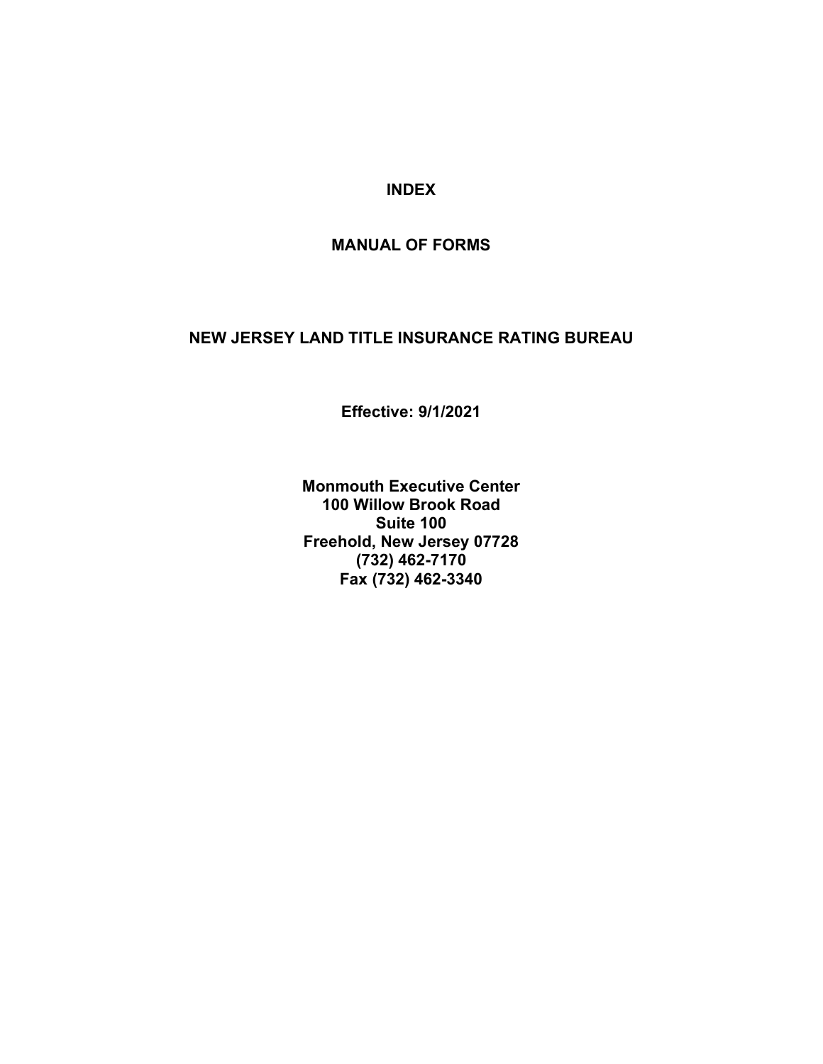# INDEX

## MANUAL OF FORMS

## NEW JERSEY LAND TITLE INSURANCE RATING BUREAU

**Effective: 9/1/2021**

**Monmouth Executive Center**
**100 Willow Brook Road**
**Suite 100**
**Freehold, New Jersey 07728**
**(732) 462-7170**
**Fax (732) 462-3340**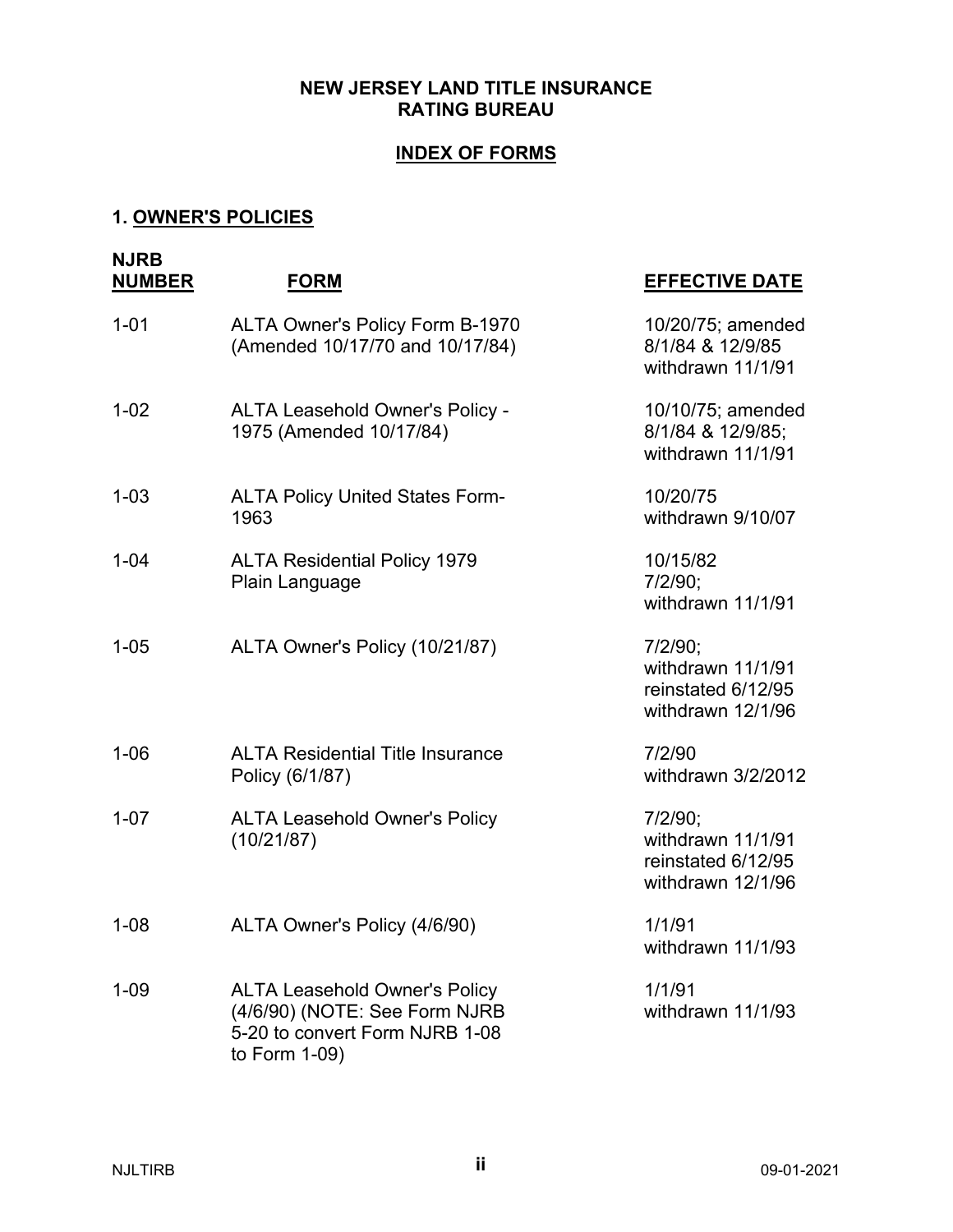**NEW JERSEY LAND TITLE INSURANCE RATING BUREAU**

**INDEX OF FORMS**

## 1. OWNER'S POLICIES

| NJRB NUMBER | FORM | EFFECTIVE DATE |
|---|---|---|
| 1-01 | ALTA Owner's Policy Form B-1970 (Amended 10/17/70 and 10/17/84) | 10/20/75; amended 8/1/84 & 12/9/85 withdrawn 11/1/91 |
| 1-02 | ALTA Leasehold Owner's Policy - 1975 (Amended 10/17/84) | 10/10/75; amended 8/1/84 & 12/9/85; withdrawn 11/1/91 |
| 1-03 | ALTA Policy United States Form-1963 | 10/20/75 withdrawn 9/10/07 |
| 1-04 | ALTA Residential Policy 1979 Plain Language | 10/15/82 7/2/90; withdrawn 11/1/91 |
| 1-05 | ALTA Owner's Policy (10/21/87) | 7/2/90; withdrawn 11/1/91 reinstated 6/12/95 withdrawn 12/1/96 |
| 1-06 | ALTA Residential Title Insurance Policy (6/1/87) | 7/2/90 withdrawn 3/2/2012 |
| 1-07 | ALTA Leasehold Owner's Policy (10/21/87) | 7/2/90; withdrawn 11/1/91 reinstated 6/12/95 withdrawn 12/1/96 |
| 1-08 | ALTA Owner's Policy (4/6/90) | 1/1/91 withdrawn 11/1/93 |
| 1-09 | ALTA Leasehold Owner's Policy (4/6/90) (NOTE: See Form NJRB 5-20 to convert Form NJRB 1-08 to Form 1-09) | 1/1/91 withdrawn 11/1/93 |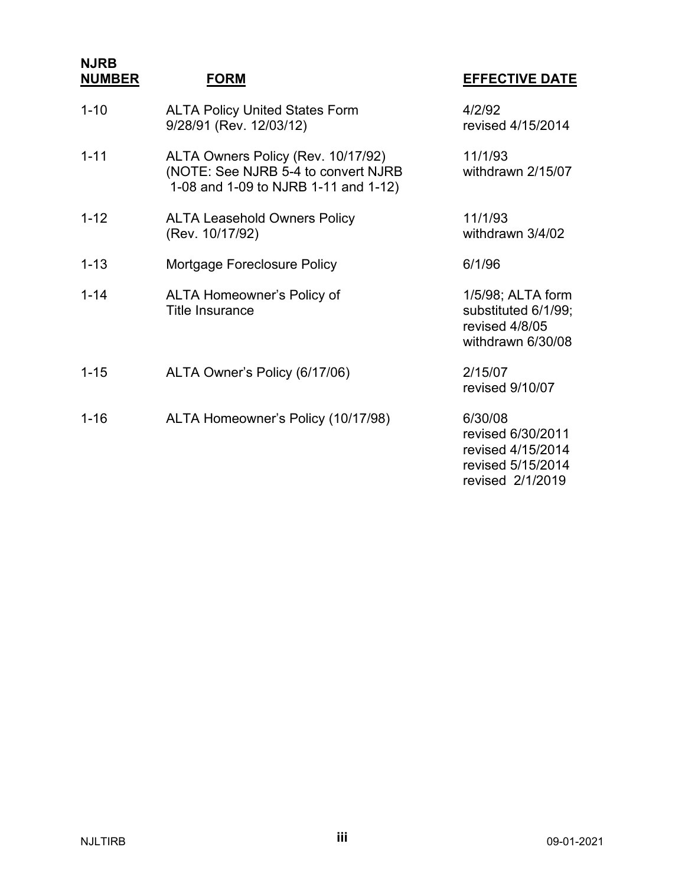| NJRB NUMBER | FORM | EFFECTIVE DATE |
|---|---|---|
| 1-10 | ALTA Policy United States Form 9/28/91 (Rev. 12/03/12) | 4/2/92 revised 4/15/2014 |
| 1-11 | ALTA Owners Policy (Rev. 10/17/92) (NOTE: See NJRB 5-4 to convert NJRB 1-08 and 1-09 to NJRB 1-11 and 1-12) | 11/1/93 withdrawn 2/15/07 |
| 1-12 | ALTA Leasehold Owners Policy (Rev. 10/17/92) | 11/1/93 withdrawn 3/4/02 |
| 1-13 | Mortgage Foreclosure Policy | 6/1/96 |
| 1-14 | ALTA Homeowner's Policy of Title Insurance | 1/5/98; ALTA form substituted 6/1/99; revised 4/8/05 withdrawn 6/30/08 |
| 1-15 | ALTA Owner's Policy (6/17/06) | 2/15/07 revised 9/10/07 |
| 1-16 | ALTA Homeowner's Policy (10/17/98) | 6/30/08 revised 6/30/2011 revised 4/15/2014 revised 5/15/2014 revised 2/1/2019 |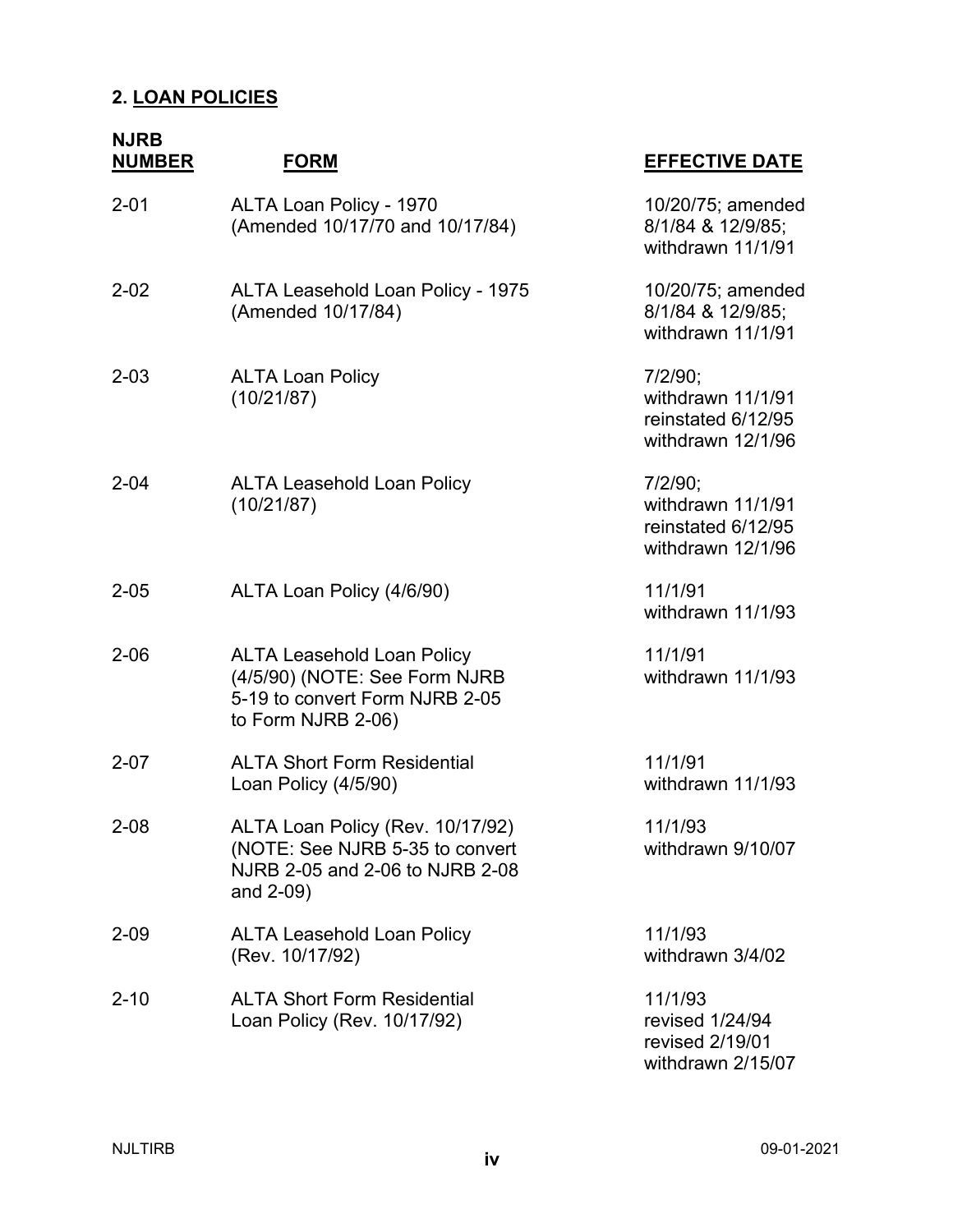## 2. LOAN POLICIES

| NJRB NUMBER | FORM | EFFECTIVE DATE |
|---|---|---|
| 2-01 | ALTA Loan Policy - 1970 (Amended 10/17/70 and 10/17/84) | 10/20/75; amended 8/1/84 & 12/9/85; withdrawn 11/1/91 |
| 2-02 | ALTA Leasehold Loan Policy - 1975 (Amended 10/17/84) | 10/20/75; amended 8/1/84 & 12/9/85; withdrawn 11/1/91 |
| 2-03 | ALTA Loan Policy (10/21/87) | 7/2/90; withdrawn 11/1/91 reinstated 6/12/95 withdrawn 12/1/96 |
| 2-04 | ALTA Leasehold Loan Policy (10/21/87) | 7/2/90; withdrawn 11/1/91 reinstated 6/12/95 withdrawn 12/1/96 |
| 2-05 | ALTA Loan Policy (4/6/90) | 11/1/91 withdrawn 11/1/93 |
| 2-06 | ALTA Leasehold Loan Policy (4/5/90) (NOTE: See Form NJRB 5-19 to convert Form NJRB 2-05 to Form NJRB 2-06) | 11/1/91 withdrawn 11/1/93 |
| 2-07 | ALTA Short Form Residential Loan Policy (4/5/90) | 11/1/91 withdrawn 11/1/93 |
| 2-08 | ALTA Loan Policy (Rev. 10/17/92) (NOTE: See NJRB 5-35 to convert NJRB 2-05 and 2-06 to NJRB 2-08 and 2-09) | 11/1/93 withdrawn 9/10/07 |
| 2-09 | ALTA Leasehold Loan Policy (Rev. 10/17/92) | 11/1/93 withdrawn 3/4/02 |
| 2-10 | ALTA Short Form Residential Loan Policy (Rev. 10/17/92) | 11/1/93 revised 1/24/94 revised 2/19/01 withdrawn 2/15/07 |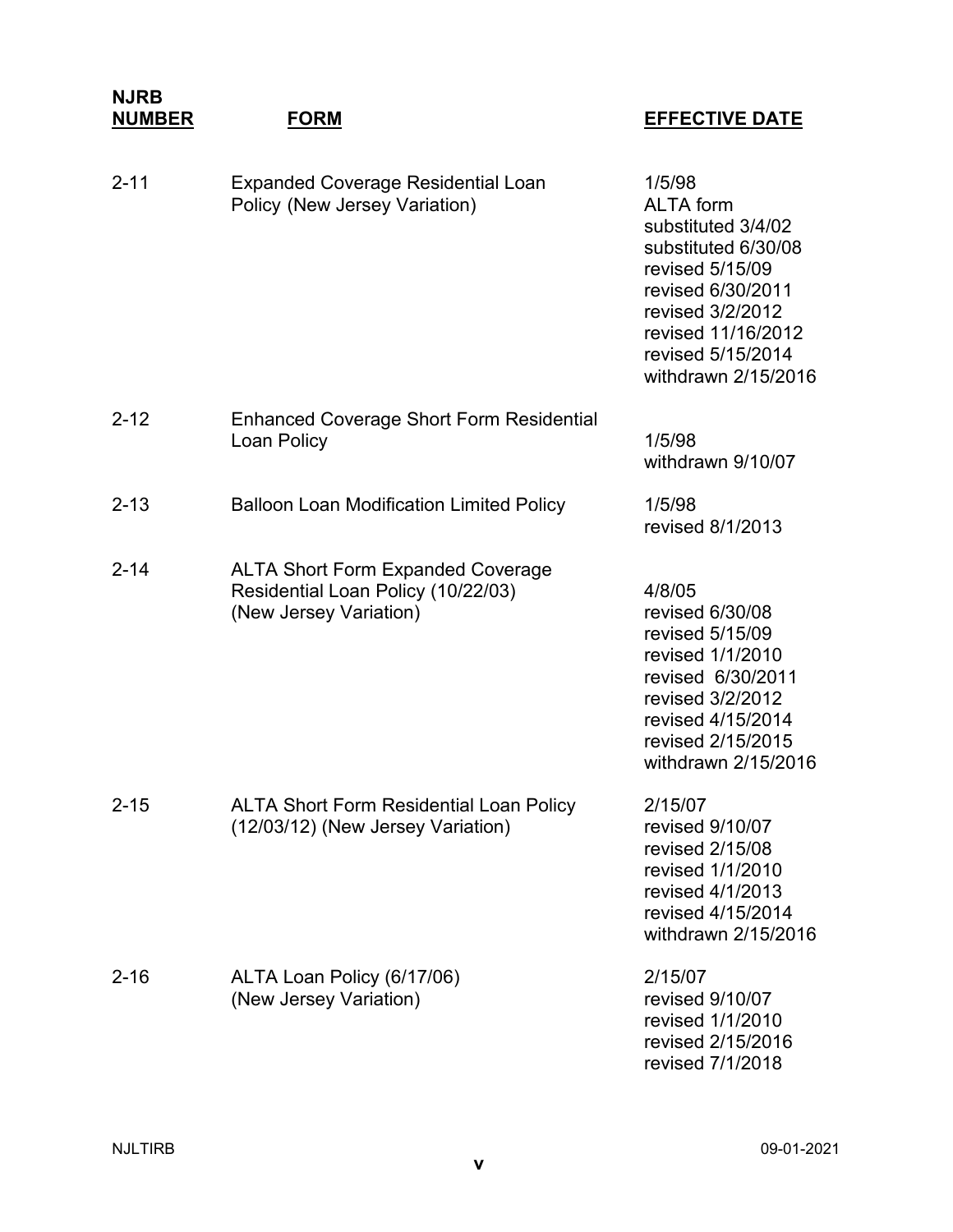| NJRB NUMBER | FORM | EFFECTIVE DATE |
|---|---|---|
| 2-11 | Expanded Coverage Residential Loan Policy (New Jersey Variation) | 1/5/98<br>ALTA form<br>substituted 3/4/02<br>substituted 6/30/08<br>revised 5/15/09<br>revised 6/30/2011<br>revised 3/2/2012<br>revised 11/16/2012<br>revised 5/15/2014<br>withdrawn 2/15/2016 |
| 2-12 | Enhanced Coverage Short Form Residential Loan Policy | 1/5/98<br>withdrawn 9/10/07 |
| 2-13 | Balloon Loan Modification Limited Policy | 1/5/98<br>revised 8/1/2013 |
| 2-14 | ALTA Short Form Expanded Coverage Residential Loan Policy (10/22/03) (New Jersey Variation) | 4/8/05<br>revised 6/30/08<br>revised 5/15/09<br>revised 1/1/2010<br>revised 6/30/2011<br>revised 3/2/2012<br>revised 4/15/2014<br>revised 2/15/2015<br>withdrawn 2/15/2016 |
| 2-15 | ALTA Short Form Residential Loan Policy (12/03/12) (New Jersey Variation) | 2/15/07<br>revised 9/10/07<br>revised 2/15/08<br>revised 1/1/2010<br>revised 4/1/2013<br>revised 4/15/2014<br>withdrawn 2/15/2016 |
| 2-16 | ALTA Loan Policy (6/17/06) (New Jersey Variation) | 2/15/07<br>revised 9/10/07<br>revised 1/1/2010<br>revised 2/15/2016<br>revised 7/1/2018 |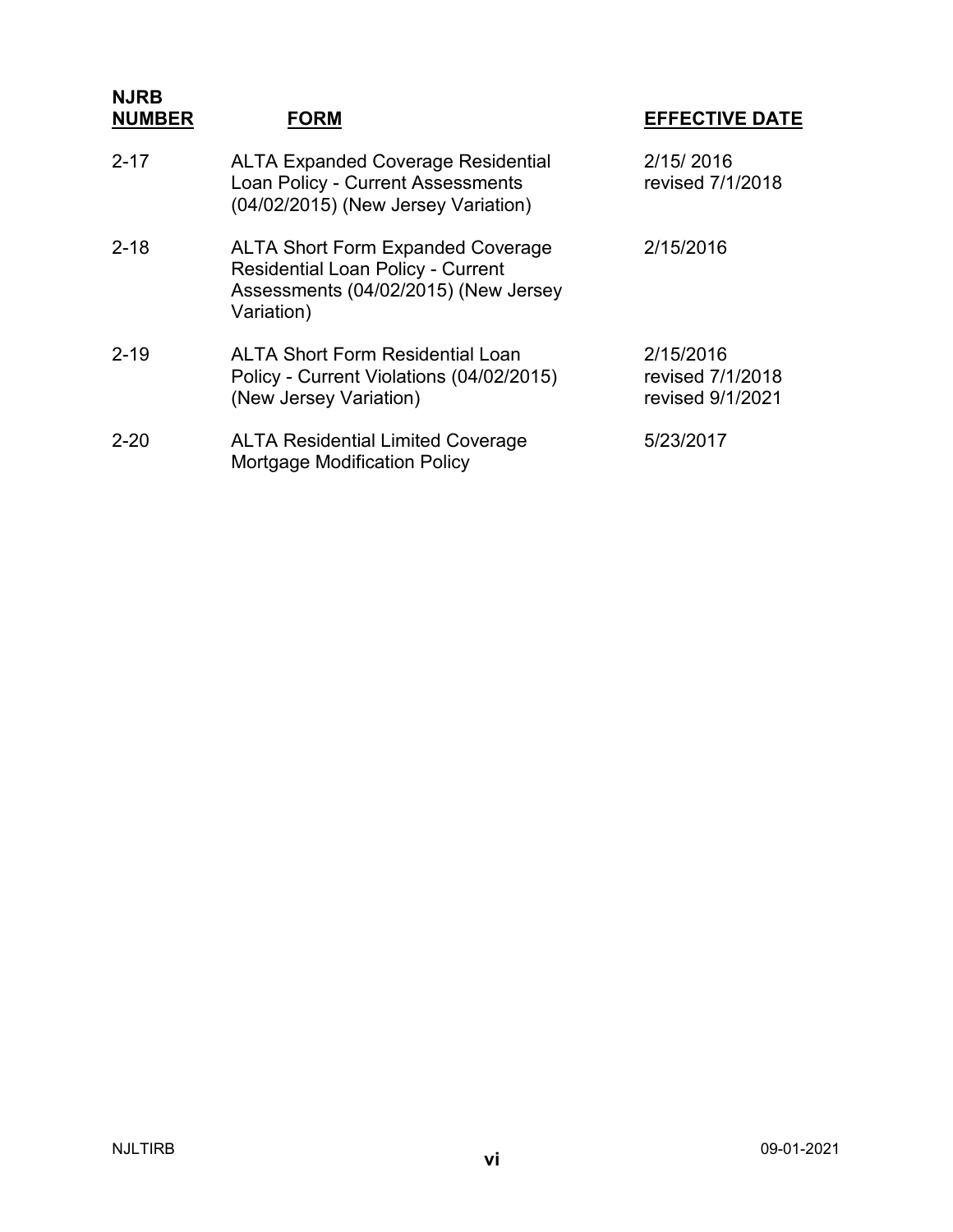| NJRB NUMBER | FORM | EFFECTIVE DATE |
|---|---|---|
| 2-17 | ALTA Expanded Coverage Residential Loan Policy - Current Assessments (04/02/2015) (New Jersey Variation) | 2/15/ 2016 revised 7/1/2018 |
| 2-18 | ALTA Short Form Expanded Coverage Residential Loan Policy - Current Assessments (04/02/2015) (New Jersey Variation) | 2/15/2016 |
| 2-19 | ALTA Short Form Residential Loan Policy - Current Violations (04/02/2015) (New Jersey Variation) | 2/15/2016 revised 7/1/2018 revised 9/1/2021 |
| 2-20 | ALTA Residential Limited Coverage Mortgage Modification Policy | 5/23/2017 |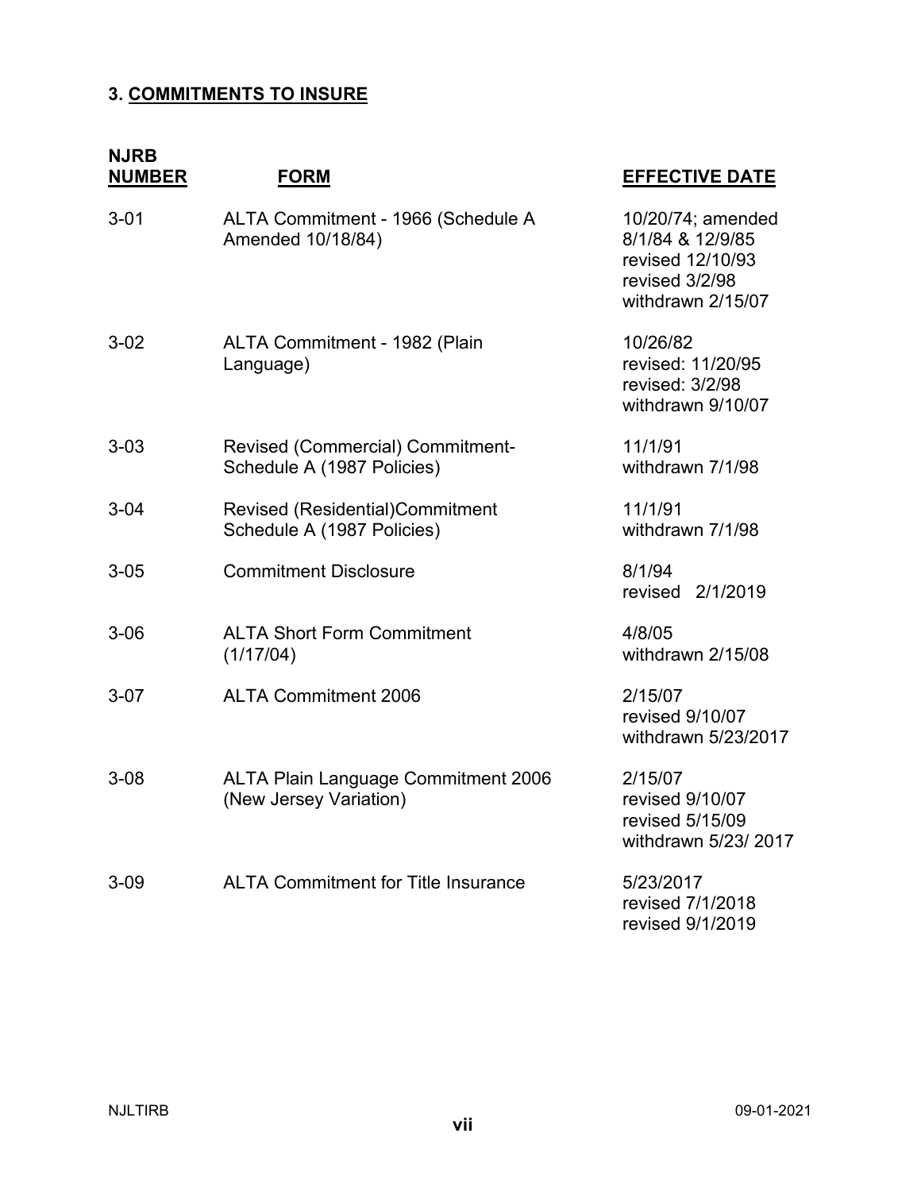## 3. COMMITMENTS TO INSURE

| NJRB NUMBER | FORM | EFFECTIVE DATE |
|---|---|---|
| 3-01 | ALTA Commitment - 1966 (Schedule A Amended 10/18/84) | 10/20/74; amended 8/1/84 & 12/9/85 revised 12/10/93 revised 3/2/98 withdrawn 2/15/07 |
| 3-02 | ALTA Commitment - 1982 (Plain Language) | 10/26/82 revised: 11/20/95 revised: 3/2/98 withdrawn 9/10/07 |
| 3-03 | Revised (Commercial) Commitment-Schedule A (1987 Policies) | 11/1/91 withdrawn 7/1/98 |
| 3-04 | Revised (Residential)Commitment Schedule A (1987 Policies) | 11/1/91 withdrawn 7/1/98 |
| 3-05 | Commitment Disclosure | 8/1/94 revised 2/1/2019 |
| 3-06 | ALTA Short Form Commitment (1/17/04) | 4/8/05 withdrawn 2/15/08 |
| 3-07 | ALTA Commitment 2006 | 2/15/07 revised 9/10/07 withdrawn 5/23/2017 |
| 3-08 | ALTA Plain Language Commitment 2006 (New Jersey Variation) | 2/15/07 revised 9/10/07 revised 5/15/09 withdrawn 5/23/ 2017 |
| 3-09 | ALTA Commitment for Title Insurance | 5/23/2017 revised 7/1/2018 revised 9/1/2019 |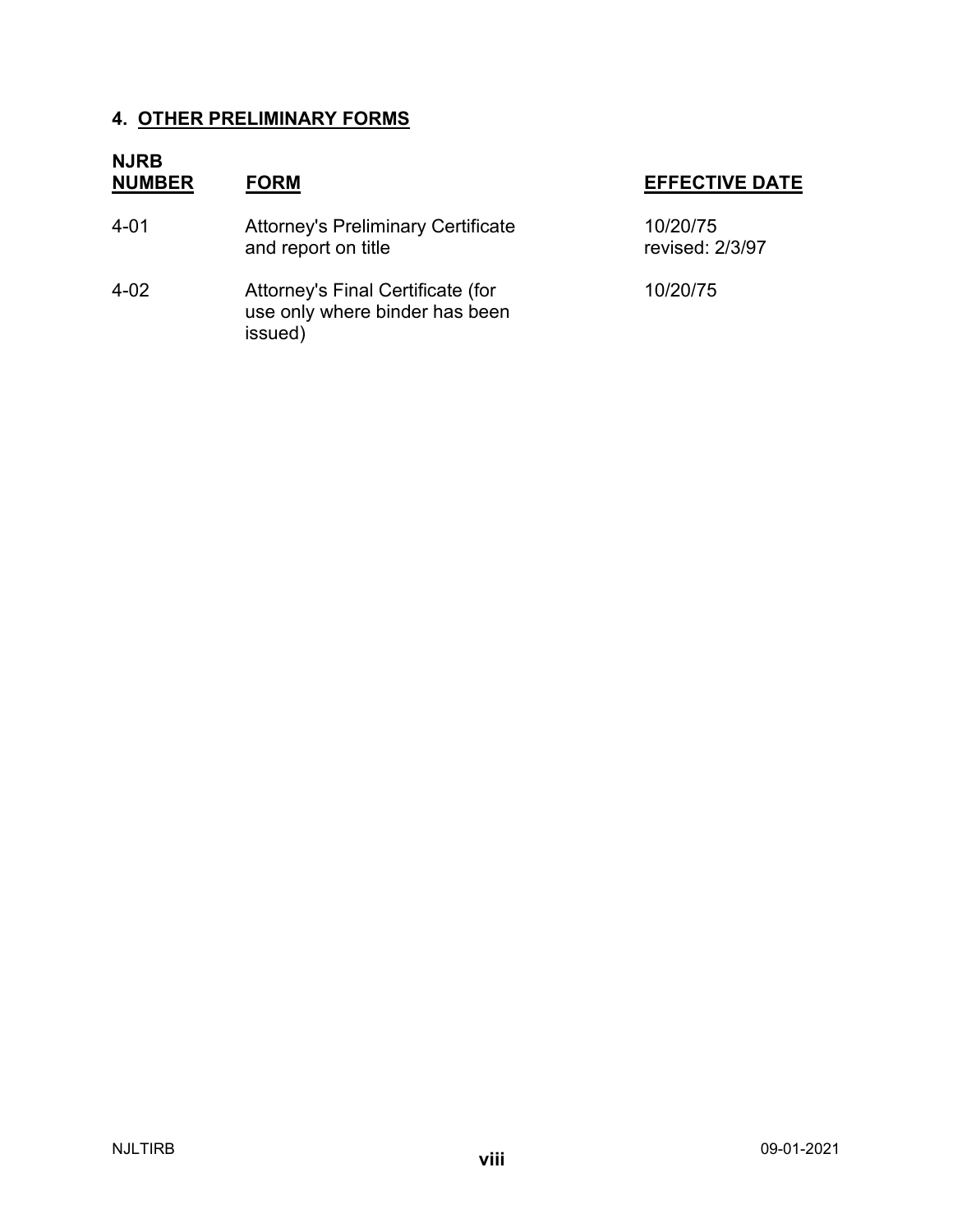## 4. OTHER PRELIMINARY FORMS

| NJRB NUMBER | FORM | EFFECTIVE DATE |
|---|---|---|
| 4-01 | Attorney's Preliminary Certificate and report on title | 10/20/75 revised: 2/3/97 |
| 4-02 | Attorney's Final Certificate (for use only where binder has been issued) | 10/20/75 |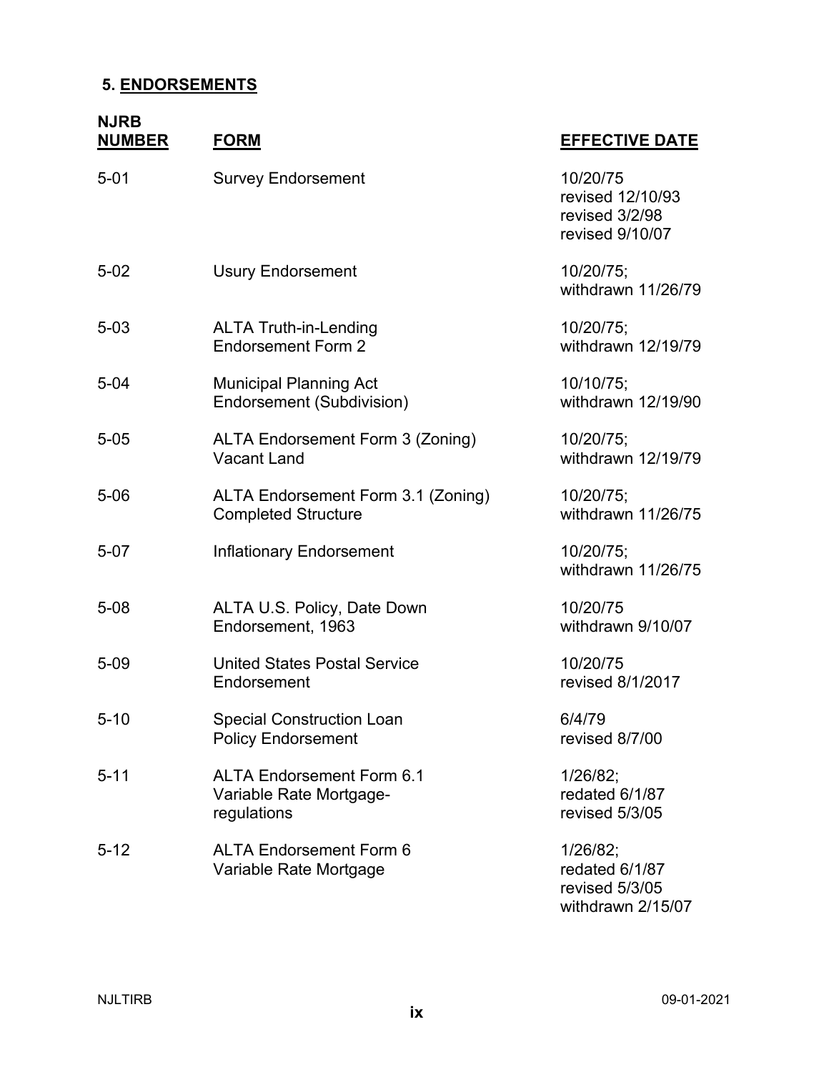## 5. ENDORSEMENTS

| NJRB NUMBER | FORM | EFFECTIVE DATE |
|---|---|---|
| 5-01 | Survey Endorsement | 10/20/75 revised 12/10/93 revised 3/2/98 revised 9/10/07 |
| 5-02 | Usury Endorsement | 10/20/75; withdrawn 11/26/79 |
| 5-03 | ALTA Truth-in-Lending Endorsement Form 2 | 10/20/75; withdrawn 12/19/79 |
| 5-04 | Municipal Planning Act Endorsement (Subdivision) | 10/10/75; withdrawn 12/19/90 |
| 5-05 | ALTA Endorsement Form 3 (Zoning) Vacant Land | 10/20/75; withdrawn 12/19/79 |
| 5-06 | ALTA Endorsement Form 3.1 (Zoning) Completed Structure | 10/20/75; withdrawn 11/26/75 |
| 5-07 | Inflationary Endorsement | 10/20/75; withdrawn 11/26/75 |
| 5-08 | ALTA U.S. Policy, Date Down Endorsement, 1963 | 10/20/75 withdrawn 9/10/07 |
| 5-09 | United States Postal Service Endorsement | 10/20/75 revised 8/1/2017 |
| 5-10 | Special Construction Loan Policy Endorsement | 6/4/79 revised 8/7/00 |
| 5-11 | ALTA Endorsement Form 6.1 Variable Rate Mortgage-regulations | 1/26/82; redated 6/1/87 revised 5/3/05 |
| 5-12 | ALTA Endorsement Form 6 Variable Rate Mortgage | 1/26/82; redated 6/1/87 revised 5/3/05 withdrawn 2/15/07 |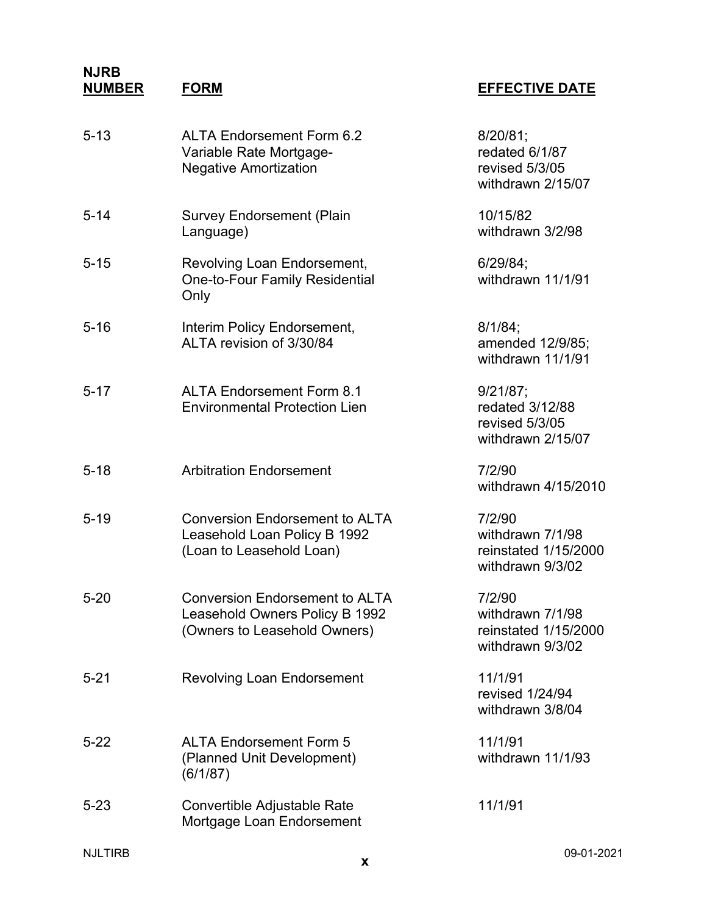| NJRB NUMBER | FORM | EFFECTIVE DATE |
|---|---|---|
| 5-13 | ALTA Endorsement Form 6.2 Variable Rate Mortgage-Negative Amortization | 8/20/81; redated 6/1/87 revised 5/3/05 withdrawn 2/15/07 |
| 5-14 | Survey Endorsement (Plain Language) | 10/15/82 withdrawn 3/2/98 |
| 5-15 | Revolving Loan Endorsement, One-to-Four Family Residential Only | 6/29/84; withdrawn 11/1/91 |
| 5-16 | Interim Policy Endorsement, ALTA revision of 3/30/84 | 8/1/84; amended 12/9/85; withdrawn 11/1/91 |
| 5-17 | ALTA Endorsement Form 8.1 Environmental Protection Lien | 9/21/87; redated 3/12/88 revised 5/3/05 withdrawn 2/15/07 |
| 5-18 | Arbitration Endorsement | 7/2/90 withdrawn 4/15/2010 |
| 5-19 | Conversion Endorsement to ALTA Leasehold Loan Policy B 1992 (Loan to Leasehold Loan) | 7/2/90 withdrawn 7/1/98 reinstated 1/15/2000 withdrawn 9/3/02 |
| 5-20 | Conversion Endorsement to ALTA Leasehold Owners Policy B 1992 (Owners to Leasehold Owners) | 7/2/90 withdrawn 7/1/98 reinstated 1/15/2000 withdrawn 9/3/02 |
| 5-21 | Revolving Loan Endorsement | 11/1/91 revised 1/24/94 withdrawn 3/8/04 |
| 5-22 | ALTA Endorsement Form 5 (Planned Unit Development) (6/1/87) | 11/1/91 withdrawn 11/1/93 |
| 5-23 | Convertible Adjustable Rate Mortgage Loan Endorsement | 11/1/91 |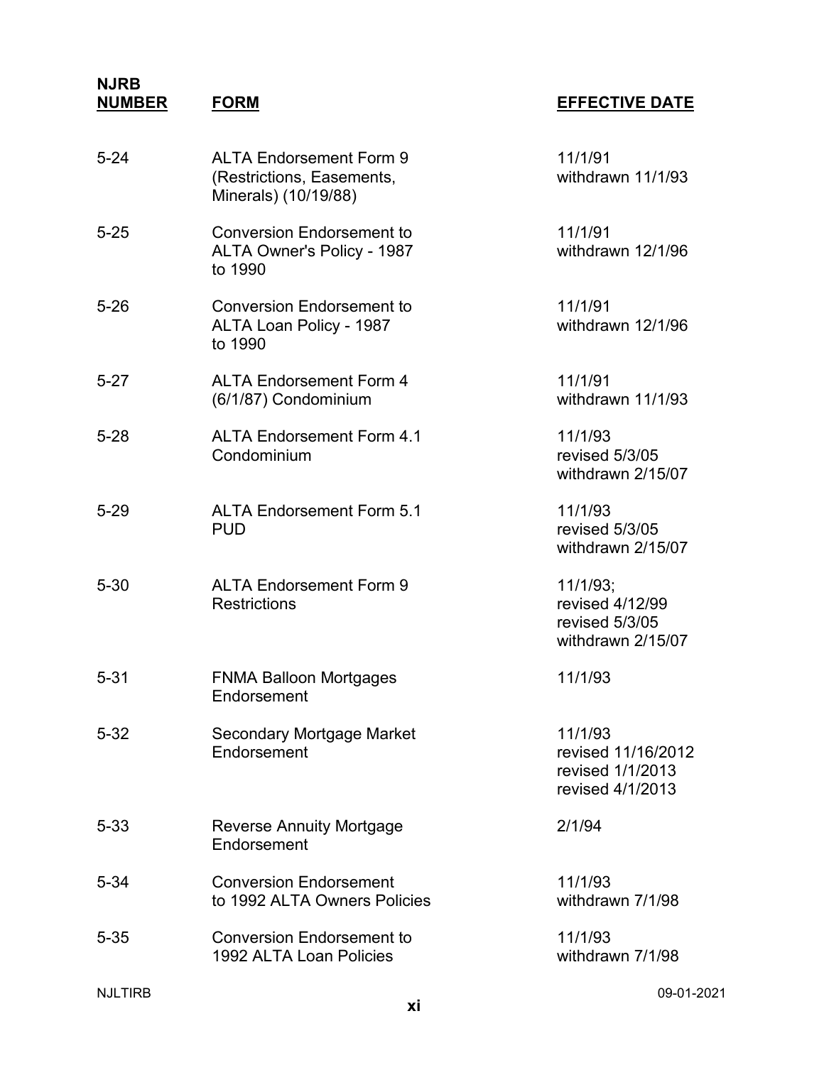| NJRB NUMBER | FORM | EFFECTIVE DATE |
|---|---|---|
| 5-24 | ALTA Endorsement Form 9 (Restrictions, Easements, Minerals) (10/19/88) | 11/1/91<br>withdrawn 11/1/93 |
| 5-25 | Conversion Endorsement to ALTA Owner's Policy - 1987 to 1990 | 11/1/91<br>withdrawn 12/1/96 |
| 5-26 | Conversion Endorsement to ALTA Loan Policy - 1987 to 1990 | 11/1/91<br>withdrawn 12/1/96 |
| 5-27 | ALTA Endorsement Form 4 (6/1/87) Condominium | 11/1/91<br>withdrawn 11/1/93 |
| 5-28 | ALTA Endorsement Form 4.1 Condominium | 11/1/93<br>revised 5/3/05<br>withdrawn 2/15/07 |
| 5-29 | ALTA Endorsement Form 5.1 PUD | 11/1/93<br>revised 5/3/05<br>withdrawn 2/15/07 |
| 5-30 | ALTA Endorsement Form 9 Restrictions | 11/1/93;<br>revised 4/12/99<br>revised 5/3/05<br>withdrawn 2/15/07 |
| 5-31 | FNMA Balloon Mortgages Endorsement | 11/1/93 |
| 5-32 | Secondary Mortgage Market Endorsement | 11/1/93<br>revised 11/16/2012<br>revised 1/1/2013<br>revised 4/1/2013 |
| 5-33 | Reverse Annuity Mortgage Endorsement | 2/1/94 |
| 5-34 | Conversion Endorsement to 1992 ALTA Owners Policies | 11/1/93<br>withdrawn 7/1/98 |
| 5-35 | Conversion Endorsement to 1992 ALTA Loan Policies | 11/1/93<br>withdrawn 7/1/98 |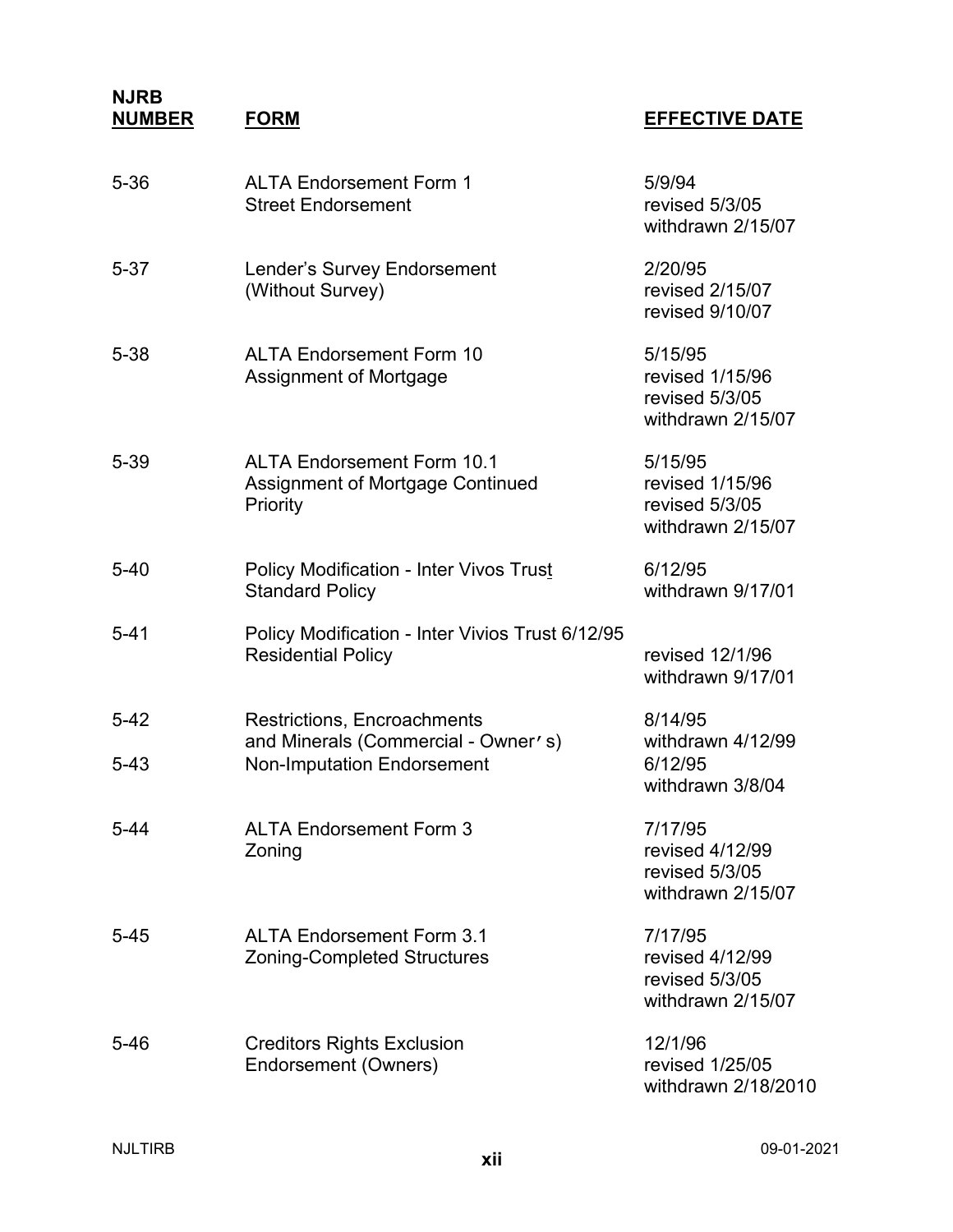| NJRB NUMBER | FORM | EFFECTIVE DATE |
|---|---|---|
| 5-36 | ALTA Endorsement Form 1<br>Street Endorsement | 5/9/94<br>revised 5/3/05<br>withdrawn 2/15/07 |
| 5-37 | Lender's Survey Endorsement<br>(Without Survey) | 2/20/95<br>revised 2/15/07<br>revised 9/10/07 |
| 5-38 | ALTA Endorsement Form 10<br>Assignment of Mortgage | 5/15/95<br>revised 1/15/96<br>revised 5/3/05<br>withdrawn 2/15/07 |
| 5-39 | ALTA Endorsement Form 10.1<br>Assignment of Mortgage Continued<br>Priority | 5/15/95<br>revised 1/15/96<br>revised 5/3/05<br>withdrawn 2/15/07 |
| 5-40 | Policy Modification - Inter Vivos Trust<br>Standard Policy | 6/12/95<br>withdrawn 9/17/01 |
| 5-41 | Policy Modification - Inter Vivios Trust 6/12/95<br>Residential Policy | revised 12/1/96<br>withdrawn 9/17/01 |
| 5-42 | Restrictions, Encroachments<br>and Minerals (Commercial - Owner's) | 8/14/95<br>withdrawn 4/12/99 |
| 5-43 | Non-Imputation Endorsement | 6/12/95<br>withdrawn 3/8/04 |
| 5-44 | ALTA Endorsement Form 3<br>Zoning | 7/17/95<br>revised 4/12/99<br>revised 5/3/05<br>withdrawn 2/15/07 |
| 5-45 | ALTA Endorsement Form 3.1<br>Zoning-Completed Structures | 7/17/95<br>revised 4/12/99<br>revised 5/3/05<br>withdrawn 2/15/07 |
| 5-46 | Creditors Rights Exclusion<br>Endorsement (Owners) | 12/1/96<br>revised 1/25/05<br>withdrawn 2/18/2010 |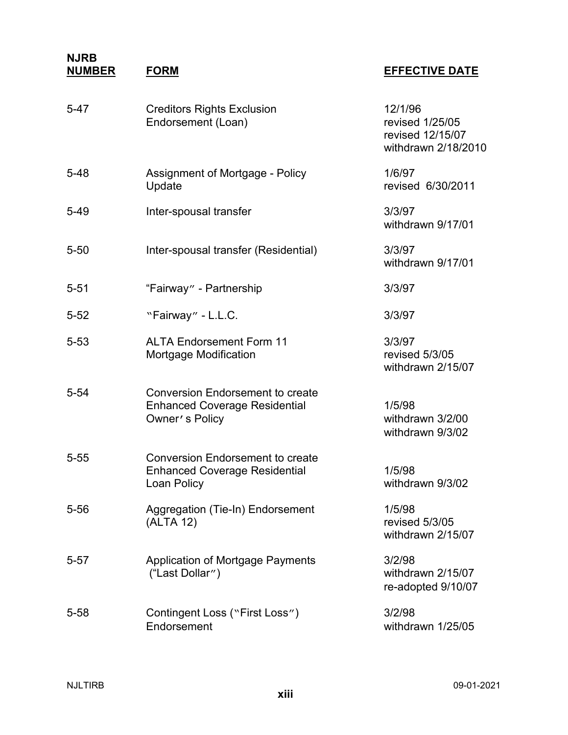| NJRB NUMBER | FORM | EFFECTIVE DATE |
|---|---|---|
| 5-47 | Creditors Rights Exclusion Endorsement (Loan) | 12/1/96<br>revised 1/25/05<br>revised 12/15/07<br>withdrawn 2/18/2010 |
| 5-48 | Assignment of Mortgage - Policy Update | 1/6/97<br>revised 6/30/2011 |
| 5-49 | Inter-spousal transfer | 3/3/97<br>withdrawn 9/17/01 |
| 5-50 | Inter-spousal transfer (Residential) | 3/3/97<br>withdrawn 9/17/01 |
| 5-51 | "Fairway" - Partnership | 3/3/97 |
| 5-52 | "Fairway" - L.L.C. | 3/3/97 |
| 5-53 | ALTA Endorsement Form 11 Mortgage Modification | 3/3/97<br>revised 5/3/05<br>withdrawn 2/15/07 |
| 5-54 | Conversion Endorsement to create Enhanced Coverage Residential Owner's Policy | 1/5/98<br>withdrawn 3/2/00<br>withdrawn 9/3/02 |
| 5-55 | Conversion Endorsement to create Enhanced Coverage Residential Loan Policy | 1/5/98<br>withdrawn 9/3/02 |
| 5-56 | Aggregation (Tie-In) Endorsement (ALTA 12) | 1/5/98<br>revised 5/3/05<br>withdrawn 2/15/07 |
| 5-57 | Application of Mortgage Payments ("Last Dollar") | 3/2/98<br>withdrawn 2/15/07<br>re-adopted 9/10/07 |
| 5-58 | Contingent Loss ("First Loss") Endorsement | 3/2/98<br>withdrawn 1/25/05 |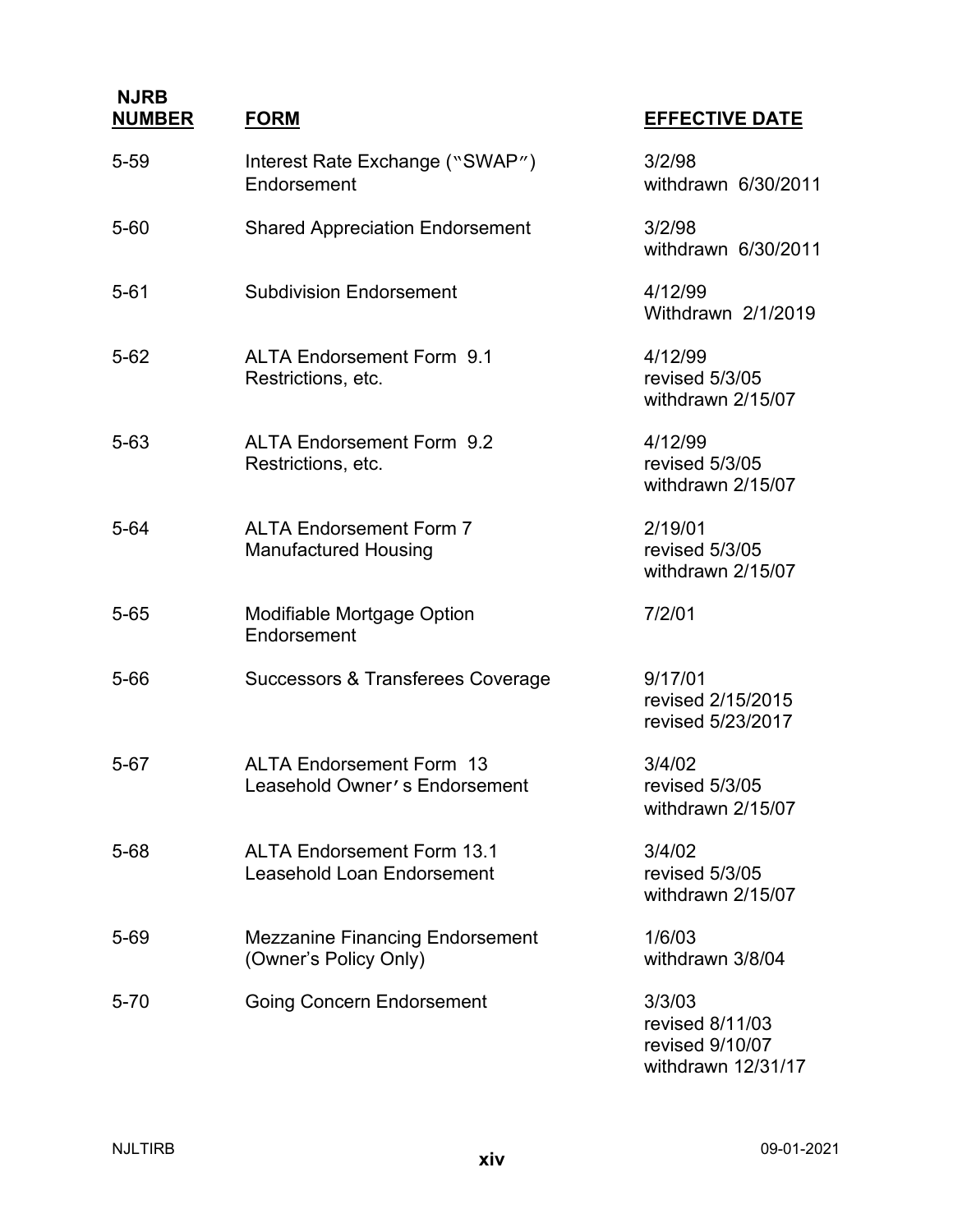| NJRB NUMBER | FORM | EFFECTIVE DATE |
|---|---|---|
| 5-59 | Interest Rate Exchange ("SWAP") Endorsement | 3/2/98<br>withdrawn 6/30/2011 |
| 5-60 | Shared Appreciation Endorsement | 3/2/98<br>withdrawn 6/30/2011 |
| 5-61 | Subdivision Endorsement | 4/12/99<br>Withdrawn 2/1/2019 |
| 5-62 | ALTA Endorsement Form 9.1<br>Restrictions, etc. | 4/12/99<br>revised 5/3/05<br>withdrawn 2/15/07 |
| 5-63 | ALTA Endorsement Form 9.2<br>Restrictions, etc. | 4/12/99<br>revised 5/3/05<br>withdrawn 2/15/07 |
| 5-64 | ALTA Endorsement Form 7<br>Manufactured Housing | 2/19/01<br>revised 5/3/05<br>withdrawn 2/15/07 |
| 5-65 | Modifiable Mortgage Option Endorsement | 7/2/01 |
| 5-66 | Successors & Transferees Coverage | 9/17/01<br>revised 2/15/2015<br>revised 5/23/2017 |
| 5-67 | ALTA Endorsement Form 13<br>Leasehold Owner's Endorsement | 3/4/02<br>revised 5/3/05<br>withdrawn 2/15/07 |
| 5-68 | ALTA Endorsement Form 13.1<br>Leasehold Loan Endorsement | 3/4/02<br>revised 5/3/05<br>withdrawn 2/15/07 |
| 5-69 | Mezzanine Financing Endorsement<br>(Owner's Policy Only) | 1/6/03<br>withdrawn 3/8/04 |
| 5-70 | Going Concern Endorsement | 3/3/03<br>revised 8/11/03<br>revised 9/10/07<br>withdrawn 12/31/17 |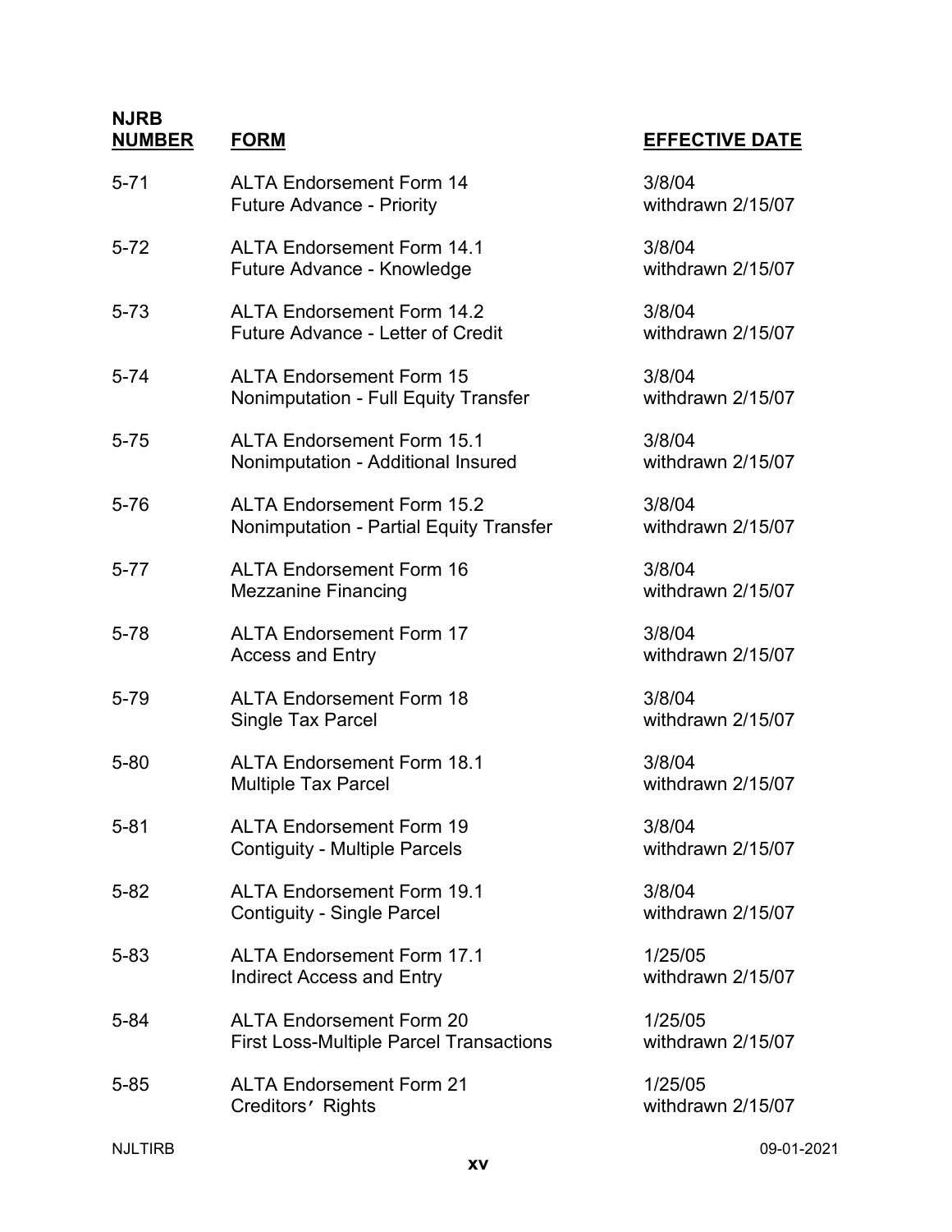| NJRB NUMBER | FORM | EFFECTIVE DATE |
|---|---|---|
| 5-71 | ALTA Endorsement Form 14<br>Future Advance - Priority | 3/8/04<br>withdrawn 2/15/07 |
| 5-72 | ALTA Endorsement Form 14.1<br>Future Advance - Knowledge | 3/8/04<br>withdrawn 2/15/07 |
| 5-73 | ALTA Endorsement Form 14.2<br>Future Advance - Letter of Credit | 3/8/04<br>withdrawn 2/15/07 |
| 5-74 | ALTA Endorsement Form 15<br>Nonimputation - Full Equity Transfer | 3/8/04<br>withdrawn 2/15/07 |
| 5-75 | ALTA Endorsement Form 15.1<br>Nonimputation - Additional Insured | 3/8/04<br>withdrawn 2/15/07 |
| 5-76 | ALTA Endorsement Form 15.2<br>Nonimputation - Partial Equity Transfer | 3/8/04<br>withdrawn 2/15/07 |
| 5-77 | ALTA Endorsement Form 16<br>Mezzanine Financing | 3/8/04<br>withdrawn 2/15/07 |
| 5-78 | ALTA Endorsement Form 17<br>Access and Entry | 3/8/04<br>withdrawn 2/15/07 |
| 5-79 | ALTA Endorsement Form 18<br>Single Tax Parcel | 3/8/04<br>withdrawn 2/15/07 |
| 5-80 | ALTA Endorsement Form 18.1<br>Multiple Tax Parcel | 3/8/04<br>withdrawn 2/15/07 |
| 5-81 | ALTA Endorsement Form 19<br>Contiguity - Multiple Parcels | 3/8/04<br>withdrawn 2/15/07 |
| 5-82 | ALTA Endorsement Form 19.1<br>Contiguity - Single Parcel | 3/8/04<br>withdrawn 2/15/07 |
| 5-83 | ALTA Endorsement Form 17.1<br>Indirect Access and Entry | 1/25/05<br>withdrawn 2/15/07 |
| 5-84 | ALTA Endorsement Form 20<br>First Loss-Multiple Parcel Transactions | 1/25/05<br>withdrawn 2/15/07 |
| 5-85 | ALTA Endorsement Form 21<br>Creditors' Rights | 1/25/05<br>withdrawn 2/15/07 |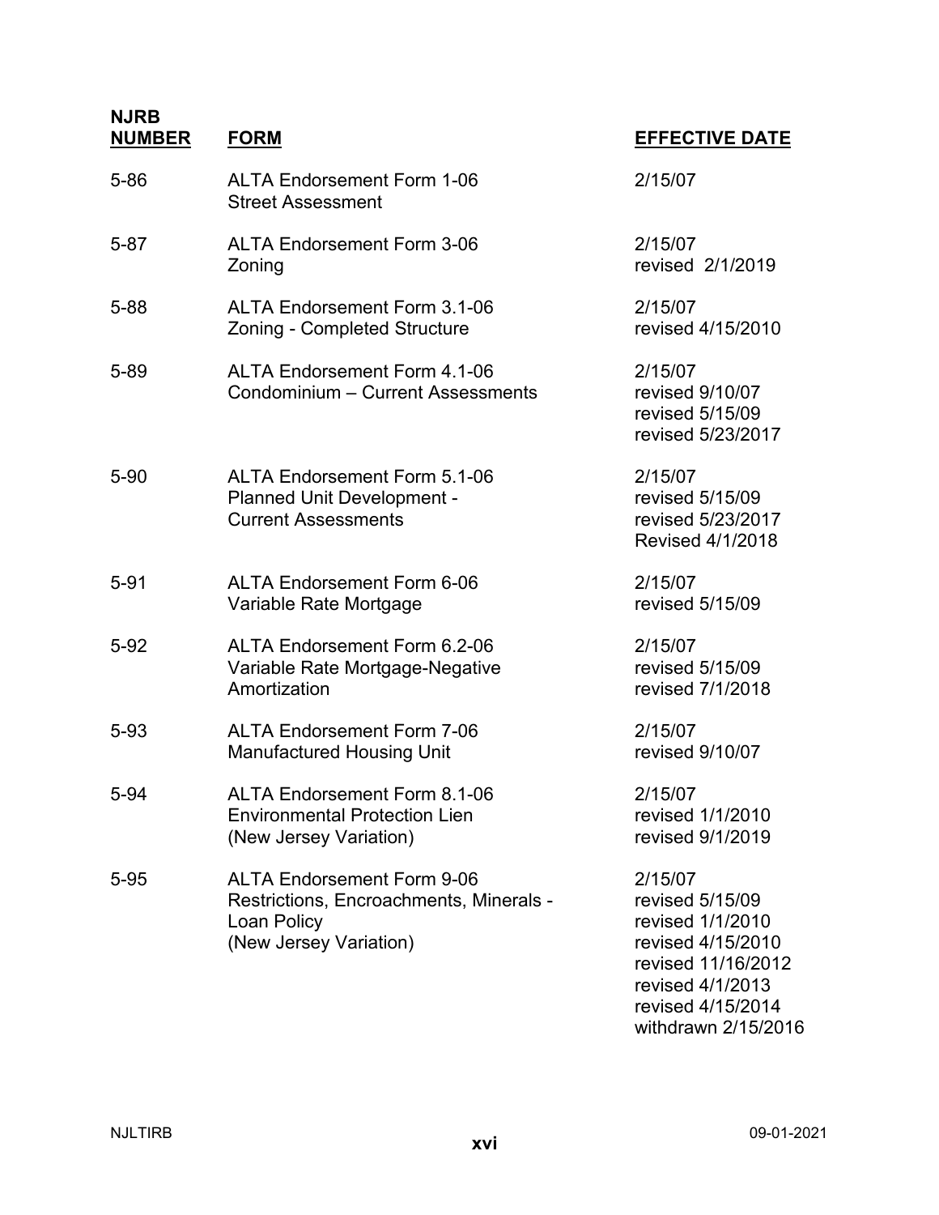| NJRB NUMBER | FORM | EFFECTIVE DATE |
|---|---|---|
| 5-86 | ALTA Endorsement Form 1-06<br>Street Assessment | 2/15/07 |
| 5-87 | ALTA Endorsement Form 3-06<br>Zoning | 2/15/07<br>revised 2/1/2019 |
| 5-88 | ALTA Endorsement Form 3.1-06<br>Zoning - Completed Structure | 2/15/07<br>revised 4/15/2010 |
| 5-89 | ALTA Endorsement Form 4.1-06<br>Condominium – Current Assessments | 2/15/07<br>revised 9/10/07<br>revised 5/15/09<br>revised 5/23/2017 |
| 5-90 | ALTA Endorsement Form 5.1-06<br>Planned Unit Development -<br>Current Assessments | 2/15/07<br>revised 5/15/09<br>revised 5/23/2017<br>Revised 4/1/2018 |
| 5-91 | ALTA Endorsement Form 6-06<br>Variable Rate Mortgage | 2/15/07<br>revised 5/15/09 |
| 5-92 | ALTA Endorsement Form 6.2-06<br>Variable Rate Mortgage-Negative<br>Amortization | 2/15/07<br>revised 5/15/09<br>revised 7/1/2018 |
| 5-93 | ALTA Endorsement Form 7-06<br>Manufactured Housing Unit | 2/15/07<br>revised 9/10/07 |
| 5-94 | ALTA Endorsement Form 8.1-06<br>Environmental Protection Lien<br>(New Jersey Variation) | 2/15/07<br>revised 1/1/2010<br>revised 9/1/2019 |
| 5-95 | ALTA Endorsement Form 9-06<br>Restrictions, Encroachments, Minerals -<br>Loan Policy<br>(New Jersey Variation) | 2/15/07<br>revised 5/15/09<br>revised 1/1/2010<br>revised 4/15/2010<br>revised 11/16/2012<br>revised 4/1/2013<br>revised 4/15/2014<br>withdrawn 2/15/2016 |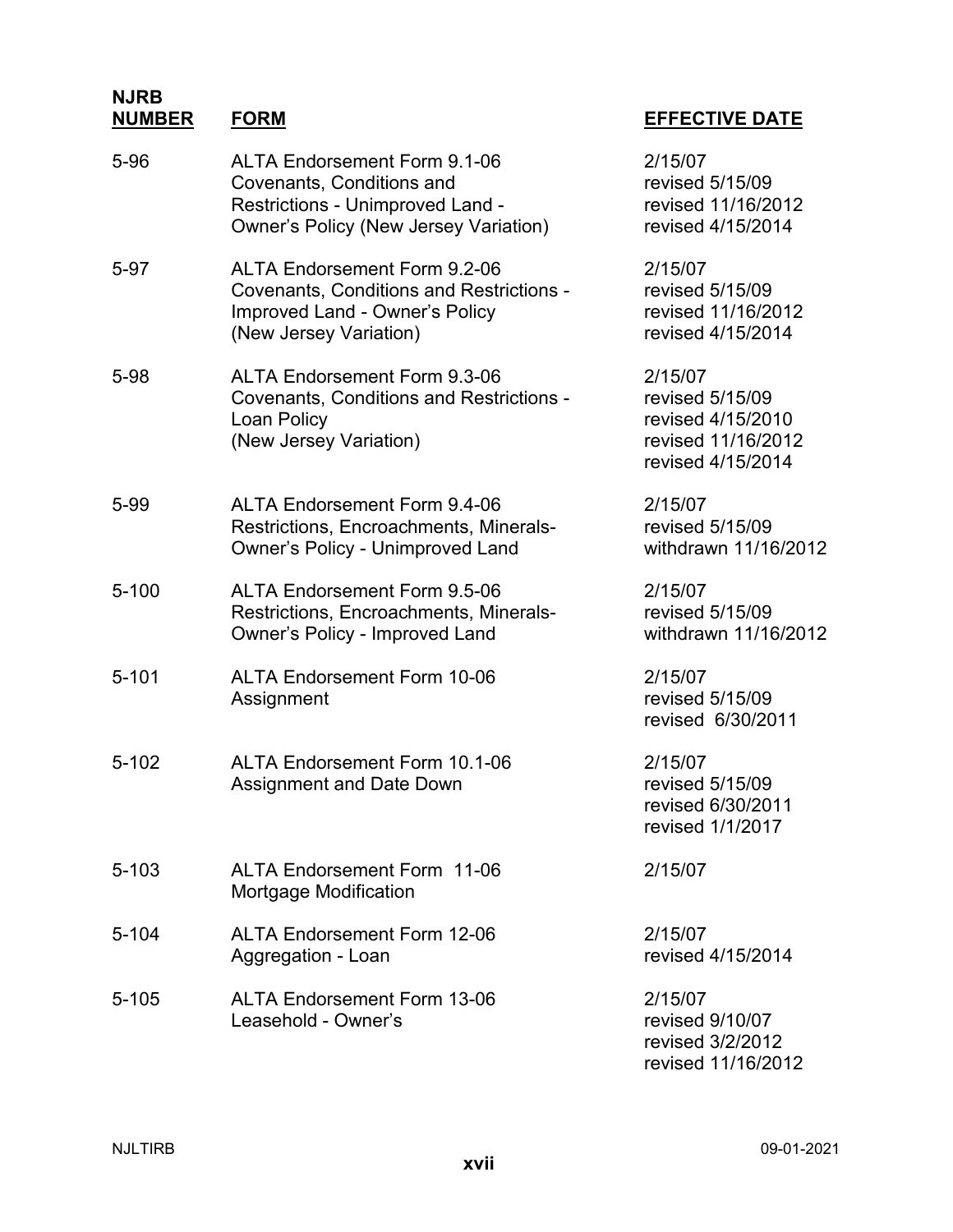| NJRB NUMBER | FORM | EFFECTIVE DATE |
|---|---|---|
| 5-96 | ALTA Endorsement Form 9.1-06 Covenants, Conditions and Restrictions - Unimproved Land - Owner's Policy (New Jersey Variation) | 2/15/07<br>revised 5/15/09<br>revised 11/16/2012<br>revised 4/15/2014 |
| 5-97 | ALTA Endorsement Form 9.2-06 Covenants, Conditions and Restrictions - Improved Land - Owner's Policy (New Jersey Variation) | 2/15/07<br>revised 5/15/09<br>revised 11/16/2012<br>revised 4/15/2014 |
| 5-98 | ALTA Endorsement Form 9.3-06 Covenants, Conditions and Restrictions - Loan Policy (New Jersey Variation) | 2/15/07<br>revised 5/15/09<br>revised 4/15/2010<br>revised 11/16/2012<br>revised 4/15/2014 |
| 5-99 | ALTA Endorsement Form 9.4-06 Restrictions, Encroachments, Minerals-Owner's Policy - Unimproved Land | 2/15/07<br>revised 5/15/09<br>withdrawn 11/16/2012 |
| 5-100 | ALTA Endorsement Form 9.5-06 Restrictions, Encroachments, Minerals-Owner's Policy - Improved Land | 2/15/07<br>revised 5/15/09<br>withdrawn 11/16/2012 |
| 5-101 | ALTA Endorsement Form 10-06 Assignment | 2/15/07<br>revised 5/15/09<br>revised 6/30/2011 |
| 5-102 | ALTA Endorsement Form 10.1-06 Assignment and Date Down | 2/15/07<br>revised 5/15/09<br>revised 6/30/2011<br>revised 1/1/2017 |
| 5-103 | ALTA Endorsement Form 11-06 Mortgage Modification | 2/15/07 |
| 5-104 | ALTA Endorsement Form 12-06 Aggregation - Loan | 2/15/07<br>revised 4/15/2014 |
| 5-105 | ALTA Endorsement Form 13-06 Leasehold - Owner's | 2/15/07<br>revised 9/10/07<br>revised 3/2/2012<br>revised 11/16/2012 |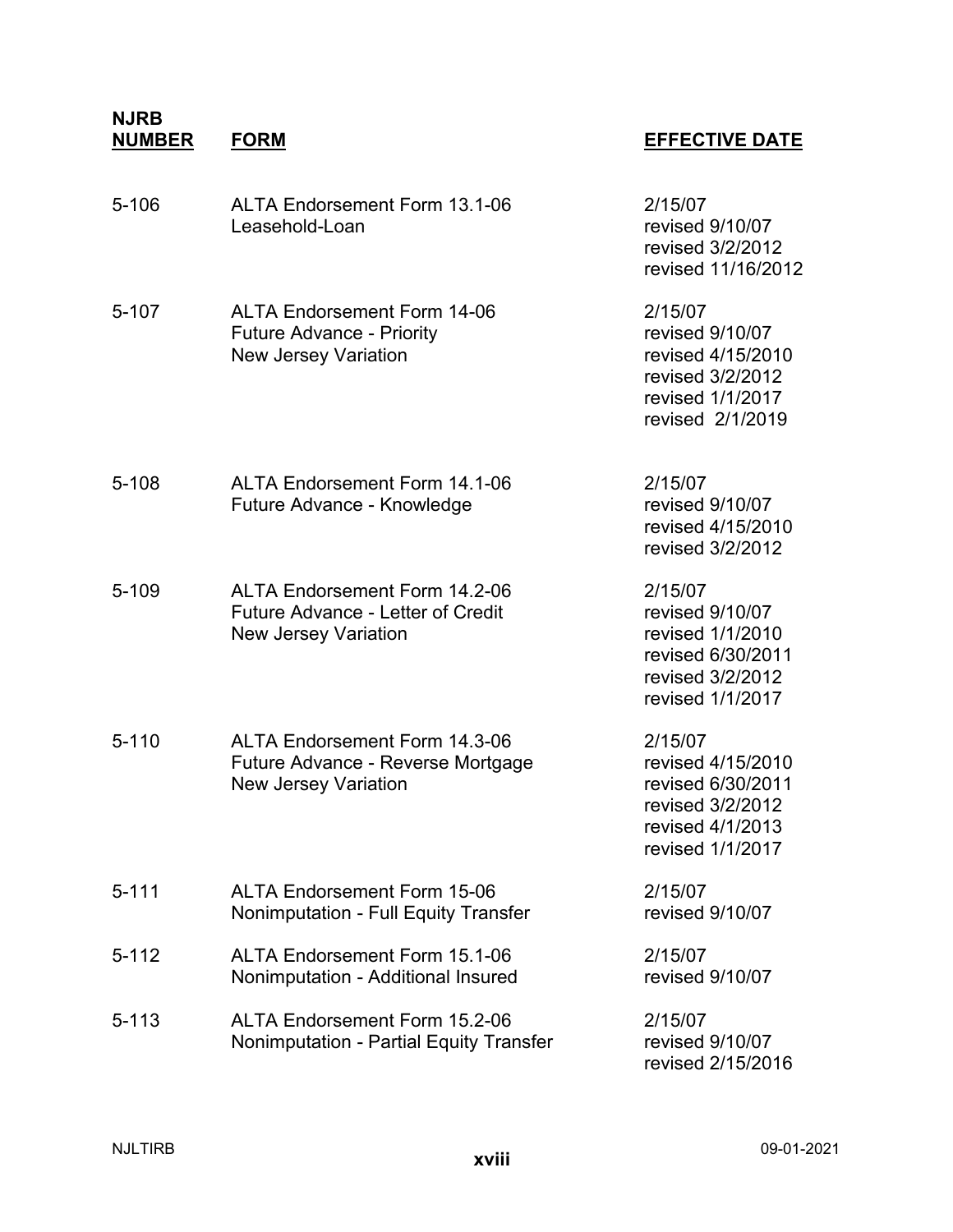| NJRB NUMBER | FORM | EFFECTIVE DATE |
|---|---|---|
| 5-106 | ALTA Endorsement Form 13.1-06<br>Leasehold-Loan | 2/15/07<br>revised 9/10/07<br>revised 3/2/2012<br>revised 11/16/2012 |
| 5-107 | ALTA Endorsement Form 14-06<br>Future Advance - Priority<br>New Jersey Variation | 2/15/07<br>revised 9/10/07<br>revised 4/15/2010<br>revised 3/2/2012<br>revised 1/1/2017<br>revised 2/1/2019 |
| 5-108 | ALTA Endorsement Form 14.1-06<br>Future Advance - Knowledge | 2/15/07<br>revised 9/10/07<br>revised 4/15/2010<br>revised 3/2/2012 |
| 5-109 | ALTA Endorsement Form 14.2-06<br>Future Advance - Letter of Credit<br>New Jersey Variation | 2/15/07<br>revised 9/10/07<br>revised 1/1/2010<br>revised 6/30/2011<br>revised 3/2/2012<br>revised 1/1/2017 |
| 5-110 | ALTA Endorsement Form 14.3-06<br>Future Advance - Reverse Mortgage<br>New Jersey Variation | 2/15/07<br>revised 4/15/2010<br>revised 6/30/2011<br>revised 3/2/2012<br>revised 4/1/2013<br>revised 1/1/2017 |
| 5-111 | ALTA Endorsement Form 15-06<br>Nonimputation - Full Equity Transfer | 2/15/07<br>revised 9/10/07 |
| 5-112 | ALTA Endorsement Form 15.1-06<br>Nonimputation - Additional Insured | 2/15/07<br>revised 9/10/07 |
| 5-113 | ALTA Endorsement Form 15.2-06<br>Nonimputation - Partial Equity Transfer | 2/15/07<br>revised 9/10/07<br>revised 2/15/2016 |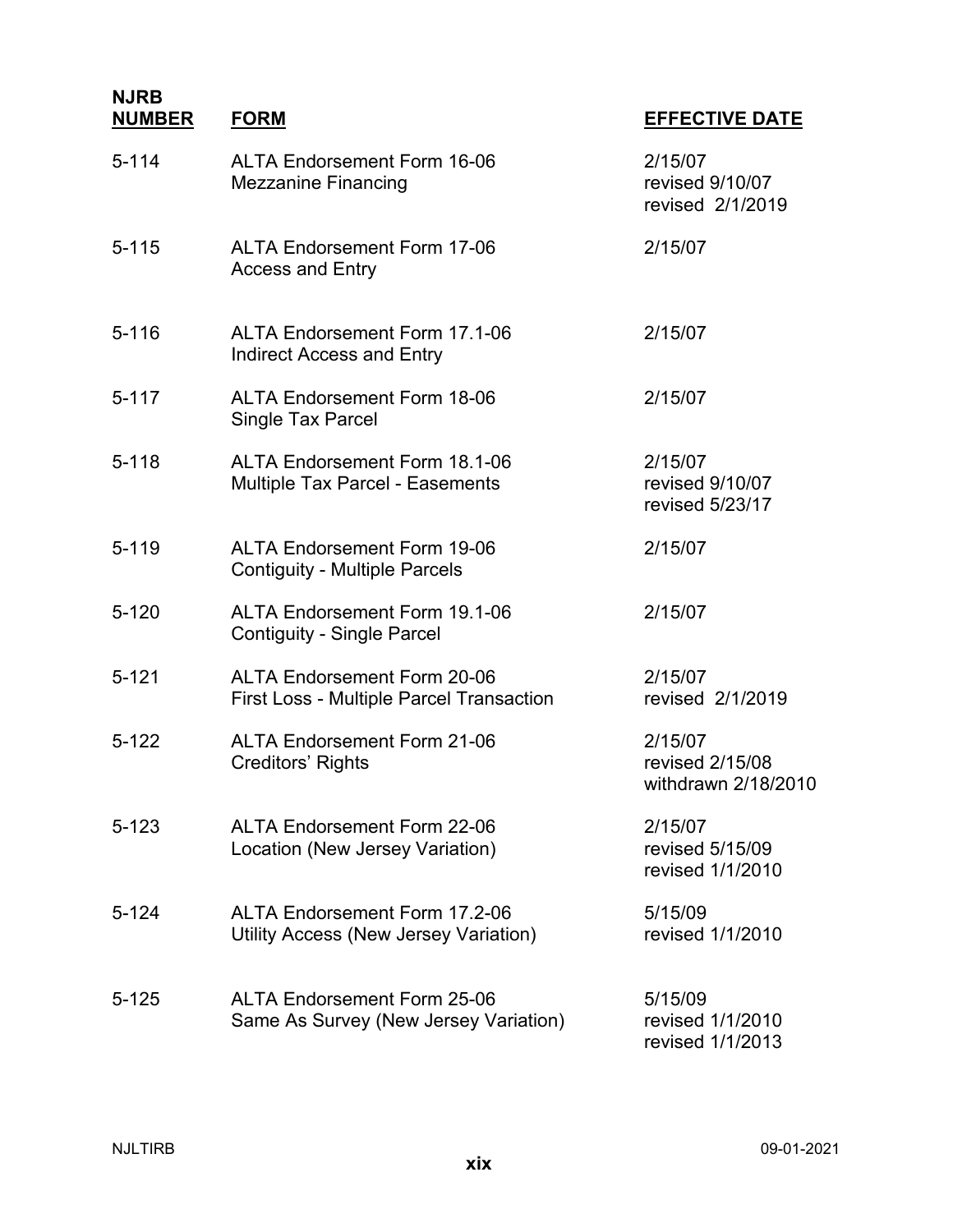| NJRB NUMBER | FORM | EFFECTIVE DATE |
|---|---|---|
| 5-114 | ALTA Endorsement Form 16-06<br>Mezzanine Financing | 2/15/07<br>revised 9/10/07<br>revised 2/1/2019 |
| 5-115 | ALTA Endorsement Form 17-06<br>Access and Entry | 2/15/07 |
| 5-116 | ALTA Endorsement Form 17.1-06<br>Indirect Access and Entry | 2/15/07 |
| 5-117 | ALTA Endorsement Form 18-06<br>Single Tax Parcel | 2/15/07 |
| 5-118 | ALTA Endorsement Form 18.1-06<br>Multiple Tax Parcel - Easements | 2/15/07<br>revised 9/10/07<br>revised 5/23/17 |
| 5-119 | ALTA Endorsement Form 19-06<br>Contiguity - Multiple Parcels | 2/15/07 |
| 5-120 | ALTA Endorsement Form 19.1-06<br>Contiguity - Single Parcel | 2/15/07 |
| 5-121 | ALTA Endorsement Form 20-06<br>First Loss - Multiple Parcel Transaction | 2/15/07<br>revised 2/1/2019 |
| 5-122 | ALTA Endorsement Form 21-06<br>Creditors' Rights | 2/15/07<br>revised 2/15/08<br>withdrawn 2/18/2010 |
| 5-123 | ALTA Endorsement Form 22-06<br>Location (New Jersey Variation) | 2/15/07<br>revised 5/15/09<br>revised 1/1/2010 |
| 5-124 | ALTA Endorsement Form 17.2-06<br>Utility Access (New Jersey Variation) | 5/15/09<br>revised 1/1/2010 |
| 5-125 | ALTA Endorsement Form 25-06<br>Same As Survey (New Jersey Variation) | 5/15/09<br>revised 1/1/2010<br>revised 1/1/2013 |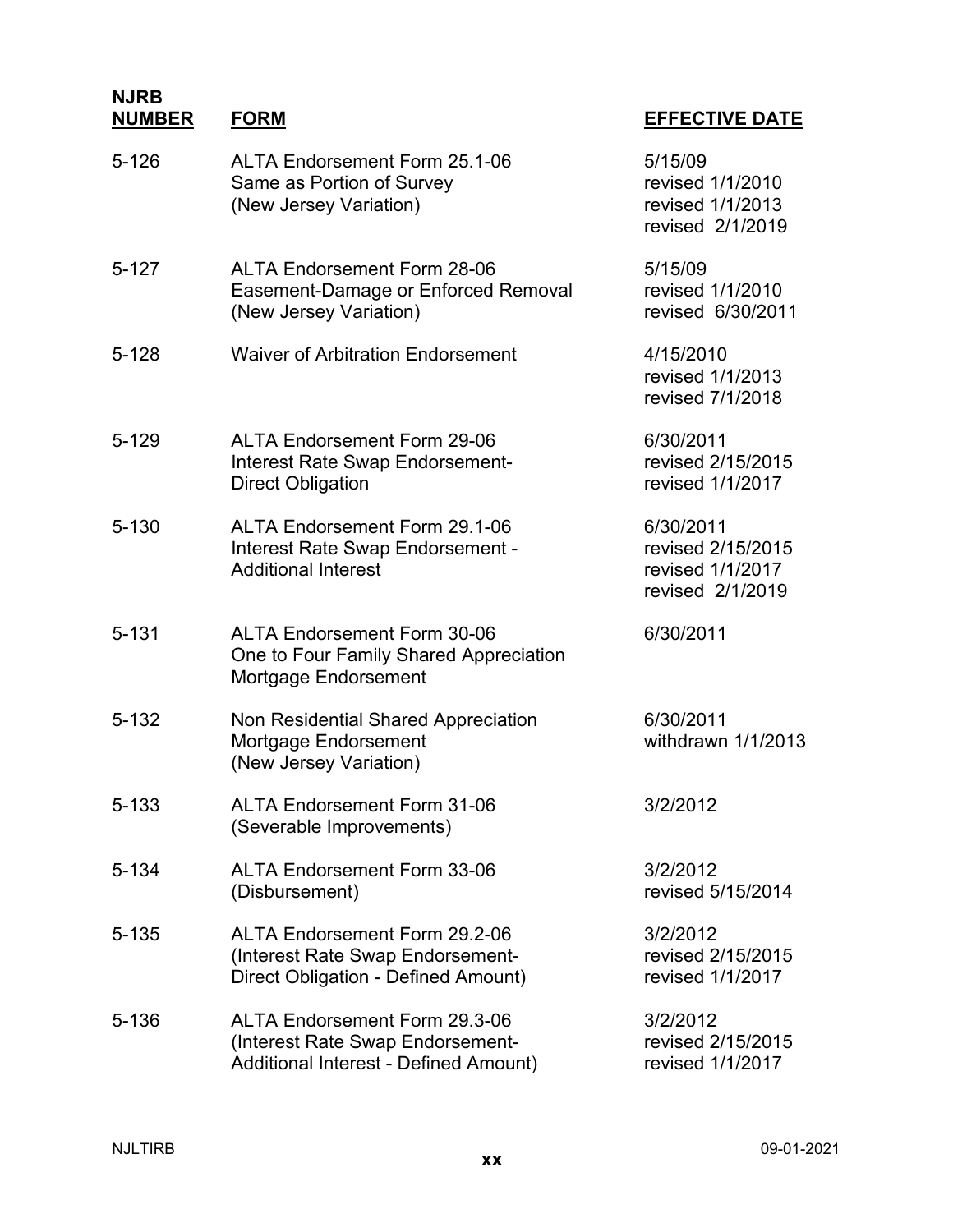| NJRB NUMBER | FORM | EFFECTIVE DATE |
|---|---|---|
| 5-126 | ALTA Endorsement Form 25.1-06 Same as Portion of Survey (New Jersey Variation) | 5/15/09 revised 1/1/2010 revised 1/1/2013 revised 2/1/2019 |
| 5-127 | ALTA Endorsement Form 28-06 Easement-Damage or Enforced Removal (New Jersey Variation) | 5/15/09 revised 1/1/2010 revised 6/30/2011 |
| 5-128 | Waiver of Arbitration Endorsement | 4/15/2010 revised 1/1/2013 revised 7/1/2018 |
| 5-129 | ALTA Endorsement Form 29-06 Interest Rate Swap Endorsement- Direct Obligation | 6/30/2011 revised 2/15/2015 revised 1/1/2017 |
| 5-130 | ALTA Endorsement Form 29.1-06 Interest Rate Swap Endorsement - Additional Interest | 6/30/2011 revised 2/15/2015 revised 1/1/2017 revised 2/1/2019 |
| 5-131 | ALTA Endorsement Form 30-06 One to Four Family Shared Appreciation Mortgage Endorsement | 6/30/2011 |
| 5-132 | Non Residential Shared Appreciation Mortgage Endorsement (New Jersey Variation) | 6/30/2011 withdrawn 1/1/2013 |
| 5-133 | ALTA Endorsement Form 31-06 (Severable Improvements) | 3/2/2012 |
| 5-134 | ALTA Endorsement Form 33-06 (Disbursement) | 3/2/2012 revised 5/15/2014 |
| 5-135 | ALTA Endorsement Form 29.2-06 (Interest Rate Swap Endorsement- Direct Obligation - Defined Amount) | 3/2/2012 revised 2/15/2015 revised 1/1/2017 |
| 5-136 | ALTA Endorsement Form 29.3-06 (Interest Rate Swap Endorsement- Additional Interest - Defined Amount) | 3/2/2012 revised 2/15/2015 revised 1/1/2017 |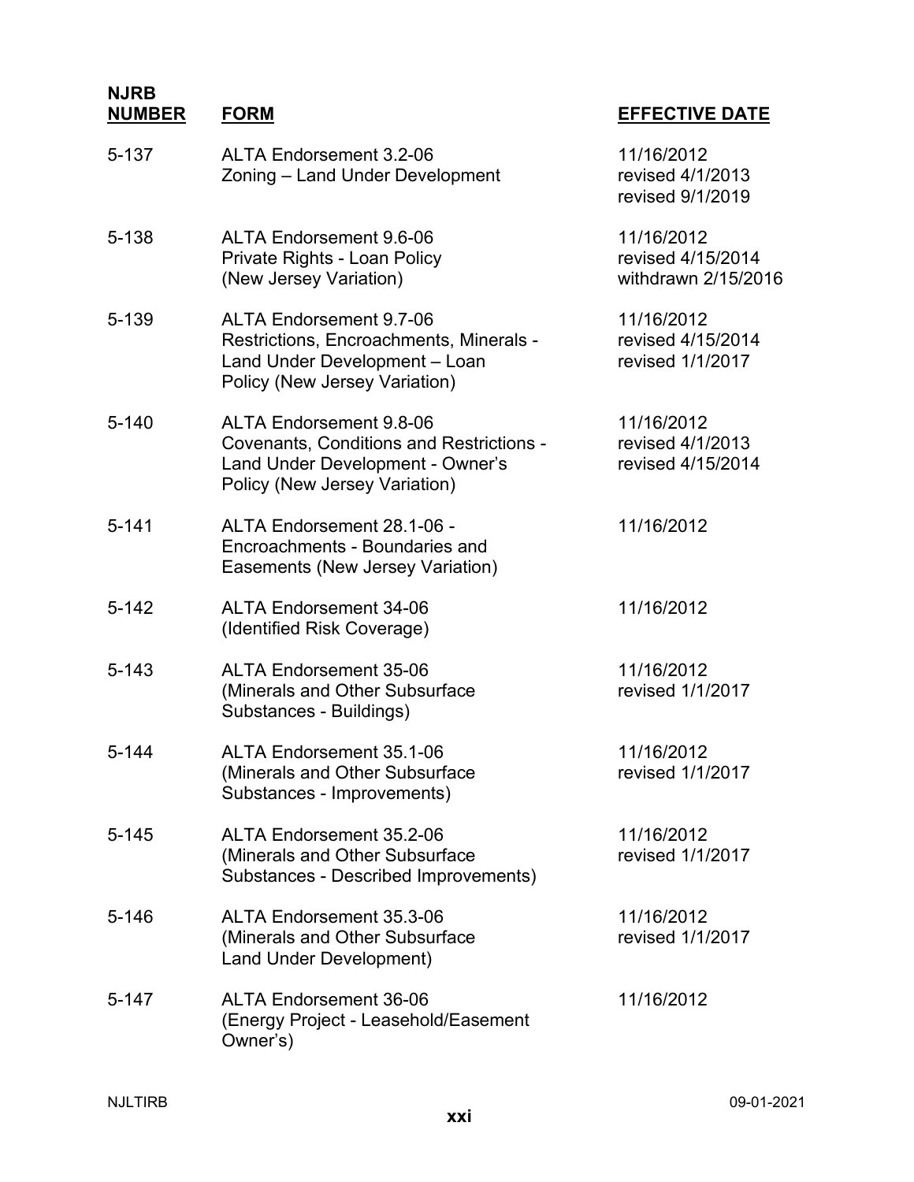| NJRB NUMBER | FORM | EFFECTIVE DATE |
|---|---|---|
| 5-137 | ALTA Endorsement 3.2-06<br>Zoning – Land Under Development | 11/16/2012<br>revised 4/1/2013<br>revised 9/1/2019 |
| 5-138 | ALTA Endorsement 9.6-06<br>Private Rights - Loan Policy<br>(New Jersey Variation) | 11/16/2012<br>revised 4/15/2014<br>withdrawn 2/15/2016 |
| 5-139 | ALTA Endorsement 9.7-06<br>Restrictions, Encroachments, Minerals - Land Under Development – Loan Policy (New Jersey Variation) | 11/16/2012<br>revised 4/15/2014<br>revised 1/1/2017 |
| 5-140 | ALTA Endorsement 9.8-06<br>Covenants, Conditions and Restrictions - Land Under Development - Owner's Policy (New Jersey Variation) | 11/16/2012<br>revised 4/1/2013<br>revised 4/15/2014 |
| 5-141 | ALTA Endorsement 28.1-06 - Encroachments - Boundaries and Easements (New Jersey Variation) | 11/16/2012 |
| 5-142 | ALTA Endorsement 34-06<br>(Identified Risk Coverage) | 11/16/2012 |
| 5-143 | ALTA Endorsement 35-06<br>(Minerals and Other Subsurface Substances - Buildings) | 11/16/2012<br>revised 1/1/2017 |
| 5-144 | ALTA Endorsement 35.1-06<br>(Minerals and Other Subsurface Substances - Improvements) | 11/16/2012<br>revised 1/1/2017 |
| 5-145 | ALTA Endorsement 35.2-06<br>(Minerals and Other Subsurface Substances - Described Improvements) | 11/16/2012<br>revised 1/1/2017 |
| 5-146 | ALTA Endorsement 35.3-06<br>(Minerals and Other Subsurface Land Under Development) | 11/16/2012<br>revised 1/1/2017 |
| 5-147 | ALTA Endorsement 36-06<br>(Energy Project - Leasehold/Easement Owner's) | 11/16/2012 |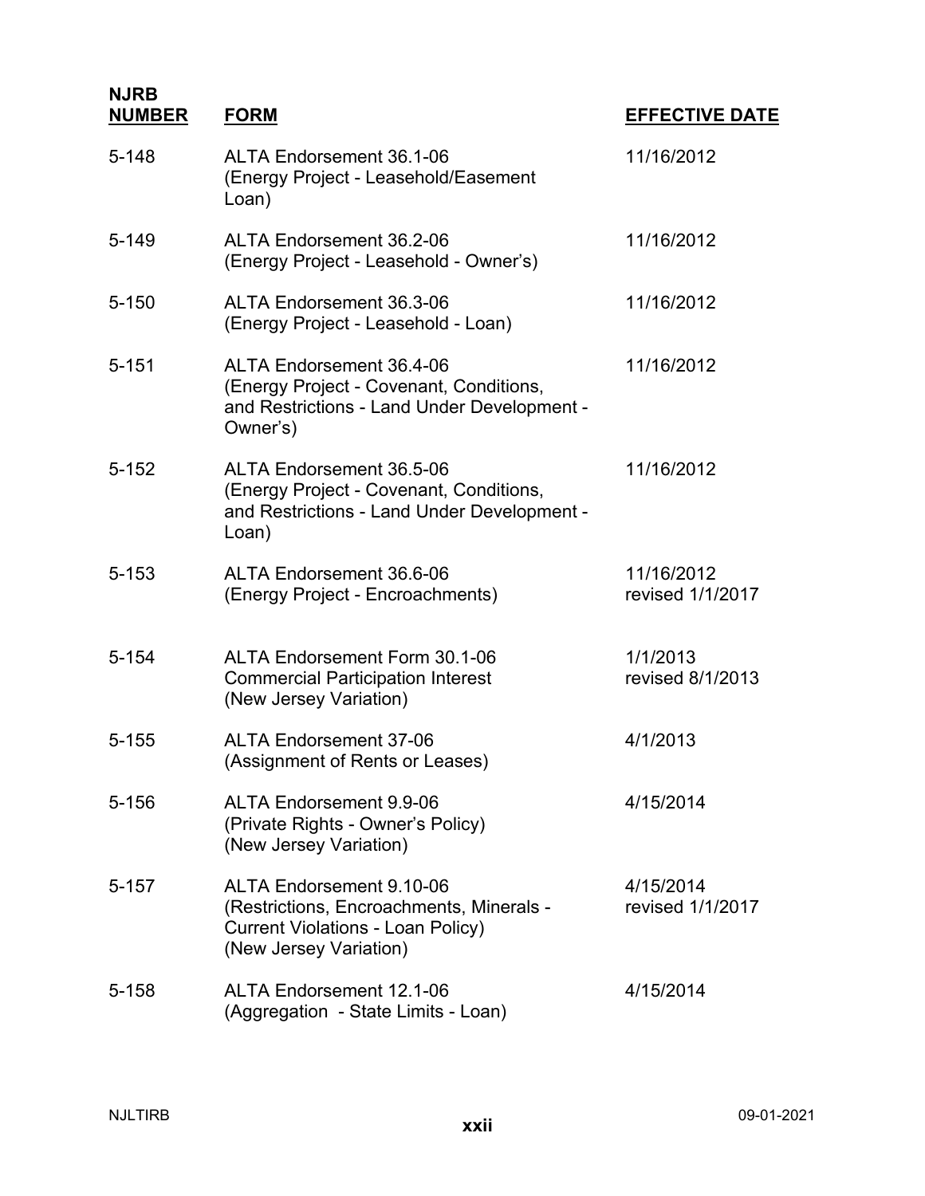| NJRB NUMBER | FORM | EFFECTIVE DATE |
| --- | --- | --- |
| 5-148 | ALTA Endorsement 36.1-06 (Energy Project - Leasehold/Easement Loan) | 11/16/2012 |
| 5-149 | ALTA Endorsement 36.2-06 (Energy Project - Leasehold - Owner's) | 11/16/2012 |
| 5-150 | ALTA Endorsement 36.3-06 (Energy Project - Leasehold - Loan) | 11/16/2012 |
| 5-151 | ALTA Endorsement 36.4-06 (Energy Project - Covenant, Conditions, and Restrictions - Land Under Development - Owner's) | 11/16/2012 |
| 5-152 | ALTA Endorsement 36.5-06 (Energy Project - Covenant, Conditions, and Restrictions - Land Under Development - Loan) | 11/16/2012 |
| 5-153 | ALTA Endorsement 36.6-06 (Energy Project - Encroachments) | 11/16/2012 revised 1/1/2017 |
| 5-154 | ALTA Endorsement Form 30.1-06 Commercial Participation Interest (New Jersey Variation) | 1/1/2013 revised 8/1/2013 |
| 5-155 | ALTA Endorsement 37-06 (Assignment of Rents or Leases) | 4/1/2013 |
| 5-156 | ALTA Endorsement 9.9-06 (Private Rights - Owner's Policy) (New Jersey Variation) | 4/15/2014 |
| 5-157 | ALTA Endorsement 9.10-06 (Restrictions, Encroachments, Minerals - Current Violations - Loan Policy) (New Jersey Variation) | 4/15/2014 revised 1/1/2017 |
| 5-158 | ALTA Endorsement 12.1-06 (Aggregation - State Limits - Loan) | 4/15/2014 |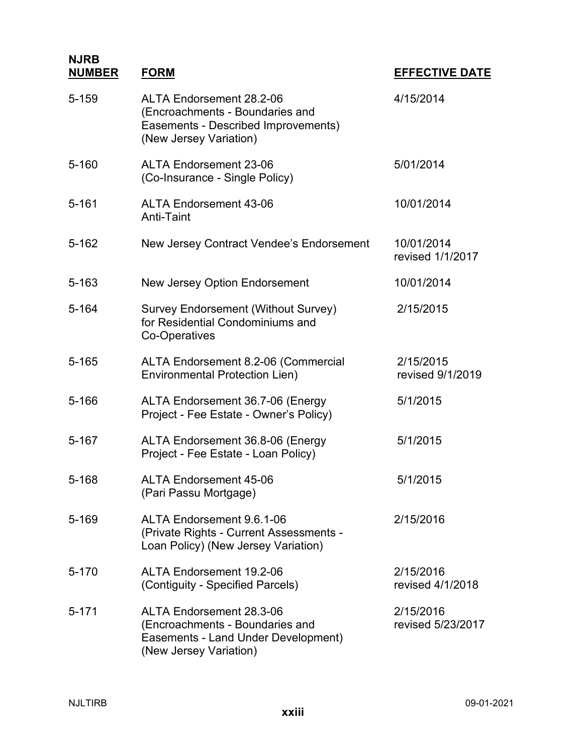| NJRB NUMBER | FORM | EFFECTIVE DATE |
|---|---|---|
| 5-159 | ALTA Endorsement 28.2-06 (Encroachments - Boundaries and Easements - Described Improvements) (New Jersey Variation) | 4/15/2014 |
| 5-160 | ALTA Endorsement 23-06 (Co-Insurance - Single Policy) | 5/01/2014 |
| 5-161 | ALTA Endorsement 43-06 Anti-Taint | 10/01/2014 |
| 5-162 | New Jersey Contract Vendee's Endorsement | 10/01/2014 revised 1/1/2017 |
| 5-163 | New Jersey Option Endorsement | 10/01/2014 |
| 5-164 | Survey Endorsement (Without Survey) for Residential Condominiums and Co-Operatives | 2/15/2015 |
| 5-165 | ALTA Endorsement 8.2-06 (Commercial Environmental Protection Lien) | 2/15/2015 revised 9/1/2019 |
| 5-166 | ALTA Endorsement 36.7-06 (Energy Project - Fee Estate - Owner's Policy) | 5/1/2015 |
| 5-167 | ALTA Endorsement 36.8-06 (Energy Project - Fee Estate - Loan Policy) | 5/1/2015 |
| 5-168 | ALTA Endorsement 45-06 (Pari Passu Mortgage) | 5/1/2015 |
| 5-169 | ALTA Endorsement 9.6.1-06 (Private Rights - Current Assessments - Loan Policy) (New Jersey Variation) | 2/15/2016 |
| 5-170 | ALTA Endorsement 19.2-06 (Contiguity - Specified Parcels) | 2/15/2016 revised 4/1/2018 |
| 5-171 | ALTA Endorsement 28.3-06 (Encroachments - Boundaries and Easements - Land Under Development) (New Jersey Variation) | 2/15/2016 revised 5/23/2017 |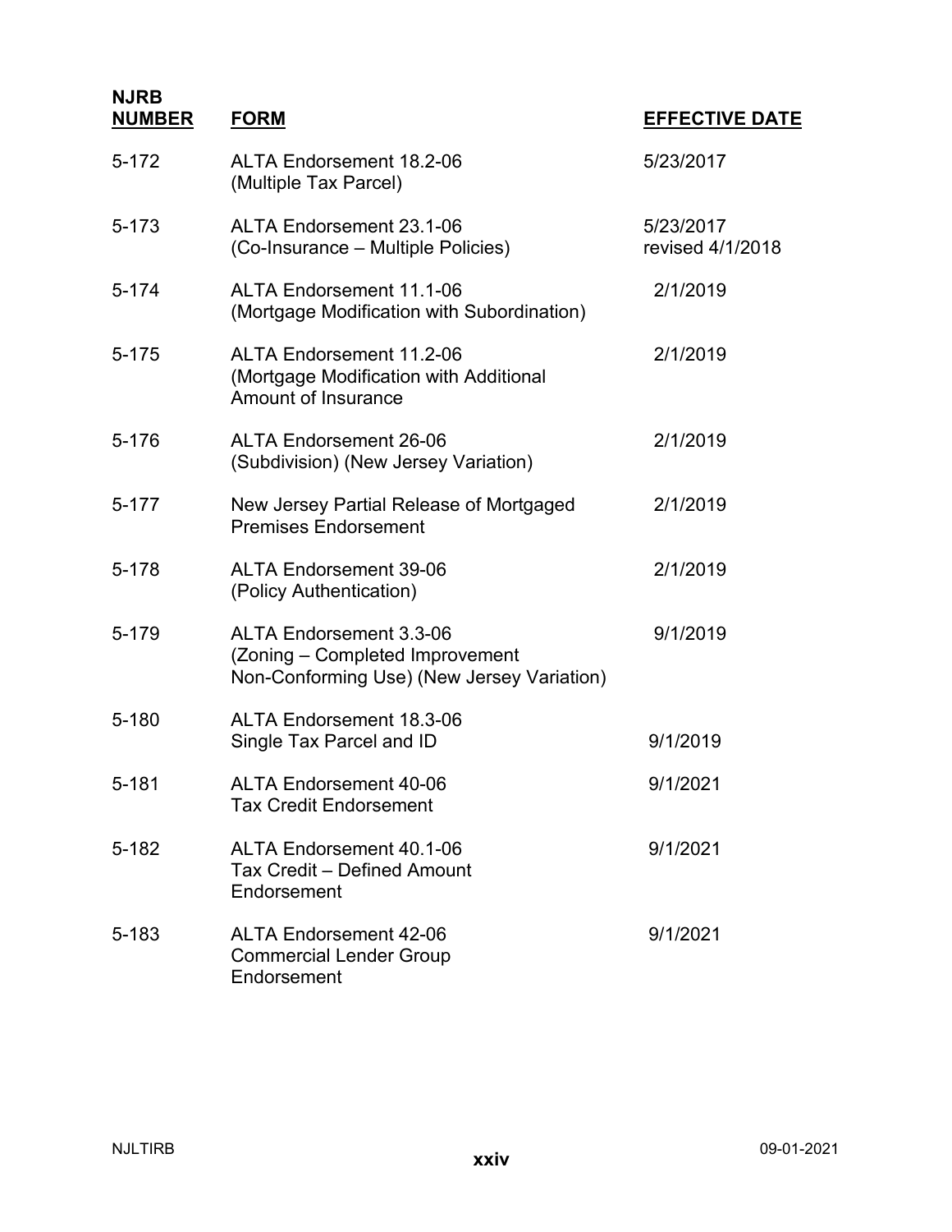| NJRB NUMBER | FORM | EFFECTIVE DATE |
|---|---|---|
| 5-172 | ALTA Endorsement 18.2-06 (Multiple Tax Parcel) | 5/23/2017 |
| 5-173 | ALTA Endorsement 23.1-06 (Co-Insurance – Multiple Policies) | 5/23/2017 revised 4/1/2018 |
| 5-174 | ALTA Endorsement 11.1-06 (Mortgage Modification with Subordination) | 2/1/2019 |
| 5-175 | ALTA Endorsement 11.2-06 (Mortgage Modification with Additional Amount of Insurance | 2/1/2019 |
| 5-176 | ALTA Endorsement 26-06 (Subdivision) (New Jersey Variation) | 2/1/2019 |
| 5-177 | New Jersey Partial Release of Mortgaged Premises Endorsement | 2/1/2019 |
| 5-178 | ALTA Endorsement 39-06 (Policy Authentication) | 2/1/2019 |
| 5-179 | ALTA Endorsement 3.3-06 (Zoning – Completed Improvement Non-Conforming Use) (New Jersey Variation) | 9/1/2019 |
| 5-180 | ALTA Endorsement 18.3-06 Single Tax Parcel and ID | 9/1/2019 |
| 5-181 | ALTA Endorsement 40-06 Tax Credit Endorsement | 9/1/2021 |
| 5-182 | ALTA Endorsement 40.1-06 Tax Credit – Defined Amount Endorsement | 9/1/2021 |
| 5-183 | ALTA Endorsement 42-06 Commercial Lender Group Endorsement | 9/1/2021 |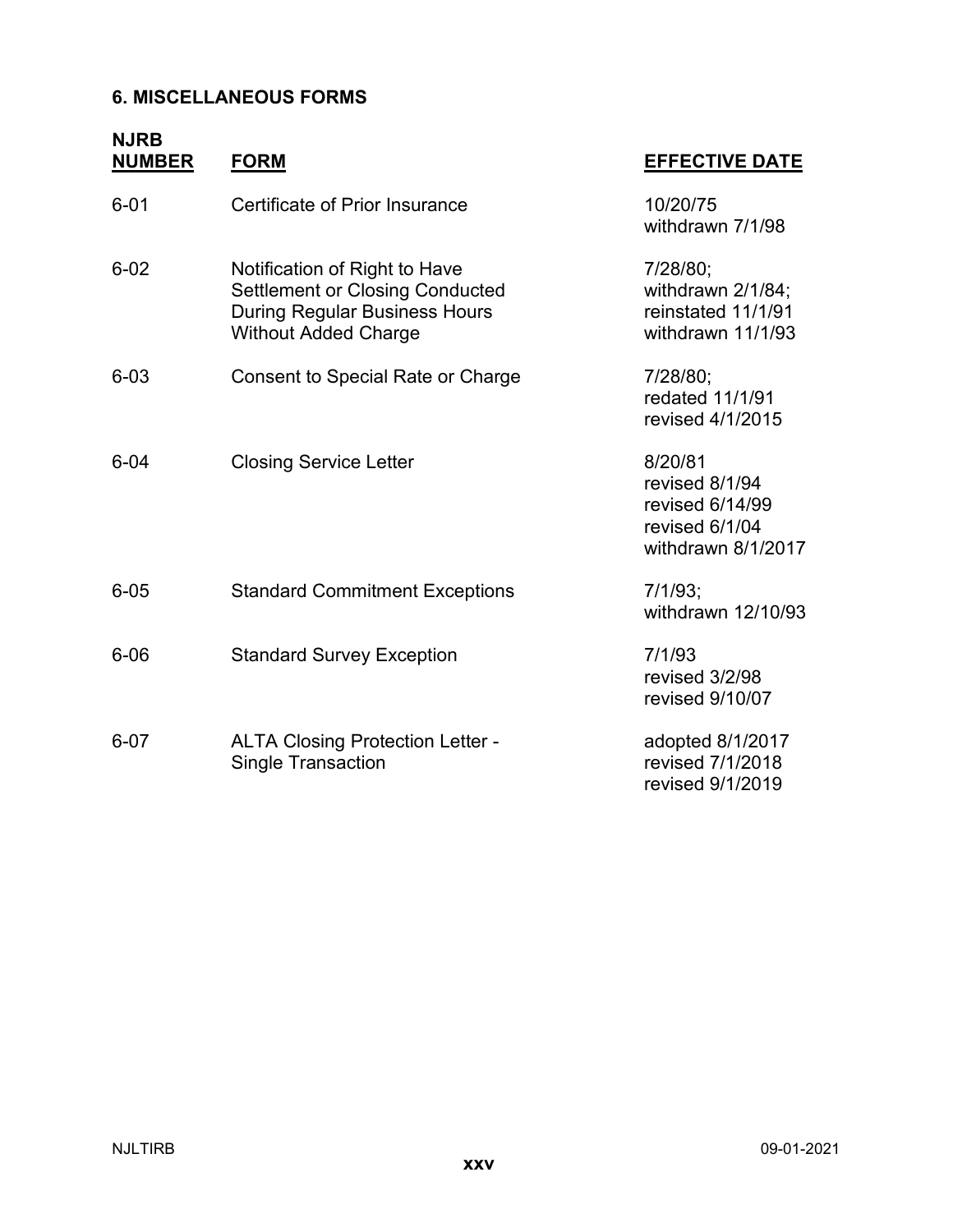## 6. MISCELLANEOUS FORMS

| NJRB NUMBER | FORM | EFFECTIVE DATE |
|---|---|---|
| 6-01 | Certificate of Prior Insurance | 10/20/75<br>withdrawn 7/1/98 |
| 6-02 | Notification of Right to Have Settlement or Closing Conducted During Regular Business Hours Without Added Charge | 7/28/80;<br>withdrawn 2/1/84;<br>reinstated 11/1/91<br>withdrawn 11/1/93 |
| 6-03 | Consent to Special Rate or Charge | 7/28/80;<br>redated 11/1/91<br>revised 4/1/2015 |
| 6-04 | Closing Service Letter | 8/20/81<br>revised 8/1/94<br>revised 6/14/99<br>revised 6/1/04<br>withdrawn 8/1/2017 |
| 6-05 | Standard Commitment Exceptions | 7/1/93;<br>withdrawn 12/10/93 |
| 6-06 | Standard Survey Exception | 7/1/93<br>revised 3/2/98<br>revised 9/10/07 |
| 6-07 | ALTA Closing Protection Letter - Single Transaction | adopted 8/1/2017<br>revised 7/1/2018<br>revised 9/1/2019 |